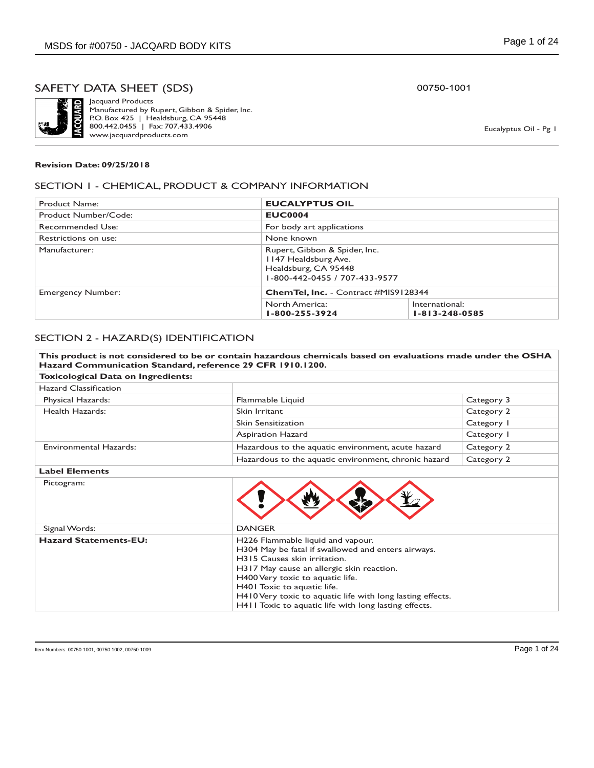# SAFETY DATA SHEET (SDS)

00750-1001

Jacquard Products
Manufactured by Rupert, Gibbon & Spider, Inc.
P.O. Box 425 | Healdsburg, CA 95448
800.442.0455 | Fax: 707.433.4906
www.jacquardproducts.com

Eucalyptus Oil - Pg 1

**Revision Date: 09/25/2018**

## SECTION 1 - CHEMICAL, PRODUCT & COMPANY INFORMATION

| Product Name: | **EUCALYPTUS OIL** | |
|---|---|---|
| Product Number/Code: | **EUC0004** | |
| Recommended Use: | For body art applications | |
| Restrictions on use: | None known | |
| Manufacturer: | Rupert, Gibbon & Spider, Inc.<br>1147 Healdsburg Ave.<br>Healdsburg, CA 95448<br>1-800-442-0455 / 707-433-9577 | |
| Emergency Number: | **ChemTel, Inc.** - Contract #MIS9128344 | |
| | North America:<br>**1-800-255-3924** | International:<br>**1-813-248-0585** |

## SECTION 2 - HAZARD(S) IDENTIFICATION

**This product is not considered to be or contain hazardous chemicals based on evaluations made under the OSHA Hazard Communication Standard, reference 29 CFR 1910.1200.**

**Toxicological Data on Ingredients:**

| Hazard Classification | | |
|---|---|---|
| Physical Hazards: | Flammable Liquid | Category 3 |
| Health Hazards: | Skin Irritant | Category 2 |
| | Skin Sensitization | Category 1 |
| | Aspiration Hazard | Category 1 |
| Environmental Hazards: | Hazardous to the aquatic environment, acute hazard | Category 2 |
| | Hazardous to the aquatic environment, chronic hazard | Category 2 |

**Label Elements**

| | |
|---|---|
| Pictogram: | |
| Signal Words: | DANGER |
| **Hazard Statements-EU:** | H226 Flammable liquid and vapour.<br>H304 May be fatal if swallowed and enters airways.<br>H315 Causes skin irritation.<br>H317 May cause an allergic skin reaction.<br>H400 Very toxic to aquatic life.<br>H401 Toxic to aquatic life.<br>H410 Very toxic to aquatic life with long lasting effects.<br>H411 Toxic to aquatic life with long lasting effects. |

Item Numbers: 00750-1001, 00750-1002, 00750-1009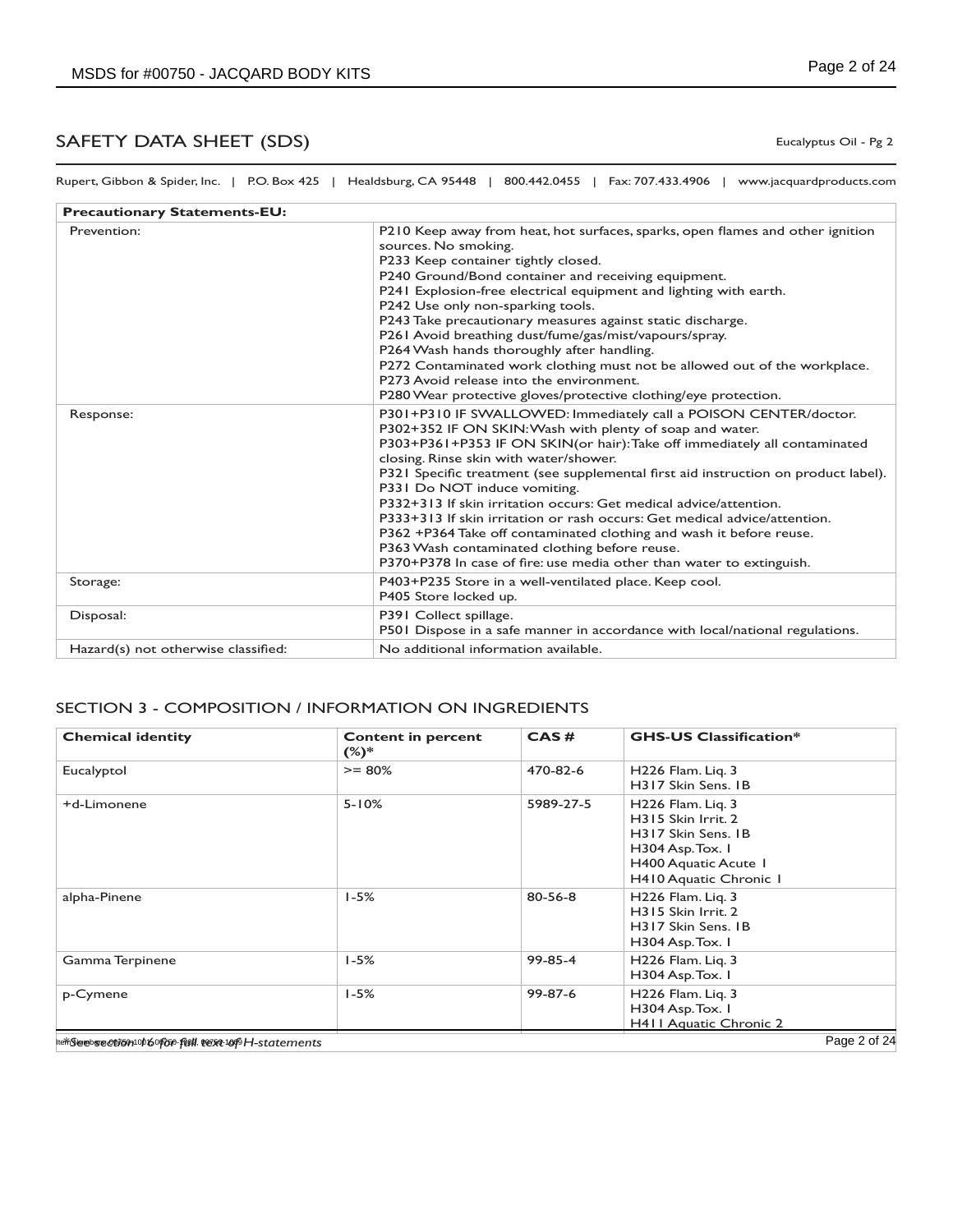## SAFETY DATA SHEET (SDS)

Eucalyptus Oil - Pg 2

Rupert, Gibbon & Spider, Inc. | P.O. Box 425 | Healdsburg, CA 95448 | 800.442.0455 | Fax: 707.433.4906 | www.jacquardproducts.com

| **Precautionary Statements-EU:** | |
|---|---|
| Prevention: | P210 Keep away from heat, hot surfaces, sparks, open flames and other ignition sources. No smoking.<br>P233 Keep container tightly closed.<br>P240 Ground/Bond container and receiving equipment.<br>P241 Explosion-free electrical equipment and lighting with earth.<br>P242 Use only non-sparking tools.<br>P243 Take precautionary measures against static discharge.<br>P261 Avoid breathing dust/fume/gas/mist/vapours/spray.<br>P264 Wash hands thoroughly after handling.<br>P272 Contaminated work clothing must not be allowed out of the workplace.<br>P273 Avoid release into the environment.<br>P280 Wear protective gloves/protective clothing/eye protection. |
| Response: | P301+P310 IF SWALLOWED: Immediately call a POISON CENTER/doctor.<br>P302+352 IF ON SKIN: Wash with plenty of soap and water.<br>P303+P361+P353 IF ON SKIN(or hair): Take off immediately all contaminated closing. Rinse skin with water/shower.<br>P321 Specific treatment (see supplemental first aid instruction on product label).<br>P331 Do NOT induce vomiting.<br>P332+313 If skin irritation occurs: Get medical advice/attention.<br>P333+313 If skin irritation or rash occurs: Get medical advice/attention.<br>P362 +P364 Take off contaminated clothing and wash it before reuse.<br>P363 Wash contaminated clothing before reuse.<br>P370+P378 In case of fire: use media other than water to extinguish. |
| Storage: | P403+P235 Store in a well-ventilated place. Keep cool.<br>P405 Store locked up. |
| Disposal: | P391 Collect spillage.<br>P501 Dispose in a safe manner in accordance with local/national regulations. |
| Hazard(s) not otherwise classified: | No additional information available. |

## SECTION 3 - COMPOSITION / INFORMATION ON INGREDIENTS

| **Chemical identity** | **Content in percent (%)*** | **CAS #** | **GHS-US Classification*** |
|---|---|---|---|
| Eucalyptol | >= 80% | 470-82-6 | H226 Flam. Liq. 3<br>H317 Skin Sens. 1B |
| +d-Limonene | 5-10% | 5989-27-5 | H226 Flam. Liq. 3<br>H315 Skin Irrit. 2<br>H317 Skin Sens. 1B<br>H304 Asp. Tox. 1<br>H400 Aquatic Acute 1<br>H410 Aquatic Chronic 1 |
| alpha-Pinene | 1-5% | 80-56-8 | H226 Flam. Liq. 3<br>H315 Skin Irrit. 2<br>H317 Skin Sens. 1B<br>H304 Asp. Tox. 1 |
| Gamma Terpinene | 1-5% | 99-85-4 | H226 Flam. Liq. 3<br>H304 Asp. Tox. 1 |
| p-Cymene | 1-5% | 99-87-6 | H226 Flam. Liq. 3<br>H304 Asp. Tox. 1<br>H411 Aquatic Chronic 2 |

*\*See section 16 for full text of H-statements*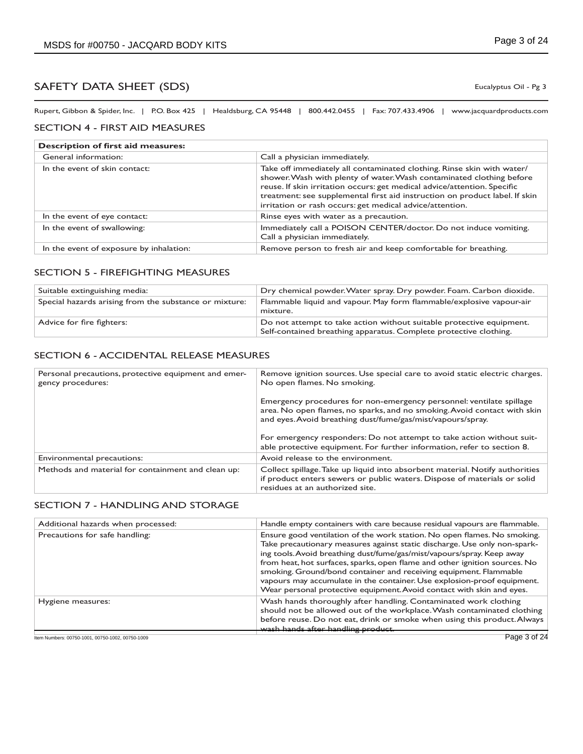## SAFETY DATA SHEET (SDS)

Eucalyptus Oil - Pg 3

Rupert, Gibbon & Spider, Inc. | P.O. Box 425 | Healdsburg, CA 95448 | 800.442.0455 | Fax: 707.433.4906 | www.jacquardproducts.com

### SECTION 4 - FIRST AID MEASURES

| **Description of first aid measures:** | |
|---|---|
| General information: | Call a physician immediately. |
| In the event of skin contact: | Take off immediately all contaminated clothing. Rinse skin with water/ shower. Wash with plenty of water. Wash contaminated clothing before reuse. If skin irritation occurs: get medical advice/attention. Specific treatment: see supplemental first aid instruction on product label. If skin irritation or rash occurs: get medical advice/attention. |
| In the event of eye contact: | Rinse eyes with water as a precaution. |
| In the event of swallowing: | Immediately call a POISON CENTER/doctor. Do not induce vomiting. Call a physician immediately. |
| In the event of exposure by inhalation: | Remove person to fresh air and keep comfortable for breathing. |

### SECTION 5 - FIREFIGHTING MEASURES

| | |
|---|---|
| Suitable extinguishing media: | Dry chemical powder. Water spray. Dry powder. Foam. Carbon dioxide. |
| Special hazards arising from the substance or mixture: | Flammable liquid and vapour. May form flammable/explosive vapour-air mixture. |
| Advice for fire fighters: | Do not attempt to take action without suitable protective equipment. Self-contained breathing apparatus. Complete protective clothing. |

### SECTION 6 - ACCIDENTAL RELEASE MEASURES

| | |
|---|---|
| Personal precautions, protective equipment and emergency procedures: | Remove ignition sources. Use special care to avoid static electric charges. No open flames. No smoking.<br><br>Emergency procedures for non-emergency personnel: ventilate spillage area. No open flames, no sparks, and no smoking. Avoid contact with skin and eyes. Avoid breathing dust/fume/gas/mist/vapours/spray.<br><br>For emergency responders: Do not attempt to take action without suitable protective equipment. For further information, refer to section 8. |
| Environmental precautions: | Avoid release to the environment. |
| Methods and material for containment and clean up: | Collect spillage. Take up liquid into absorbent material. Notify authorities if product enters sewers or public waters. Dispose of materials or solid residues at an authorized site. |

### SECTION 7 - HANDLING AND STORAGE

| | |
|---|---|
| Additional hazards when processed: | Handle empty containers with care because residual vapours are flammable. |
| Precautions for safe handling: | Ensure good ventilation of the work station. No open flames. No smoking. Take precautionary measures against static discharge. Use only non-sparking tools. Avoid breathing dust/fume/gas/mist/vapours/spray. Keep away from heat, hot surfaces, sparks, open flame and other ignition sources. No smoking. Ground/bond container and receiving equipment. Flammable vapours may accumulate in the container. Use explosion-proof equipment. Wear personal protective equipment. Avoid contact with skin and eyes. |
| Hygiene measures: | Wash hands thoroughly after handling. Contaminated work clothing should not be allowed out of the workplace. Wash contaminated clothing before reuse. Do not eat, drink or smoke when using this product. Always wash hands after handling product. |

Item Numbers: 00750-1001, 00750-1002, 00750-1009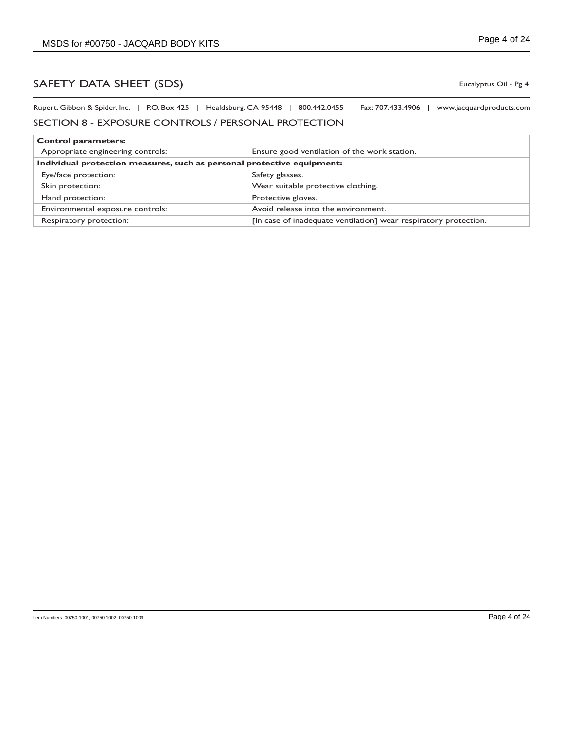# SAFETY DATA SHEET (SDS)

Eucalyptus Oil - Pg 4

Rupert, Gibbon & Spider, Inc. | P.O. Box 425 | Healdsburg, CA 95448 | 800.442.0455 | Fax: 707.433.4906 | www.jacquardproducts.com

## SECTION 8 - EXPOSURE CONTROLS / PERSONAL PROTECTION

| **Control parameters:** | |
|---|---|
| Appropriate engineering controls: | Ensure good ventilation of the work station. |
| **Individual protection measures, such as personal protective equipment:** | |
| Eye/face protection: | Safety glasses. |
| Skin protection: | Wear suitable protective clothing. |
| Hand protection: | Protective gloves. |
| Environmental exposure controls: | Avoid release into the environment. |
| Respiratory protection: | [In case of inadequate ventilation] wear respiratory protection. |

Item Numbers: 00750-1001, 00750-1002, 00750-1009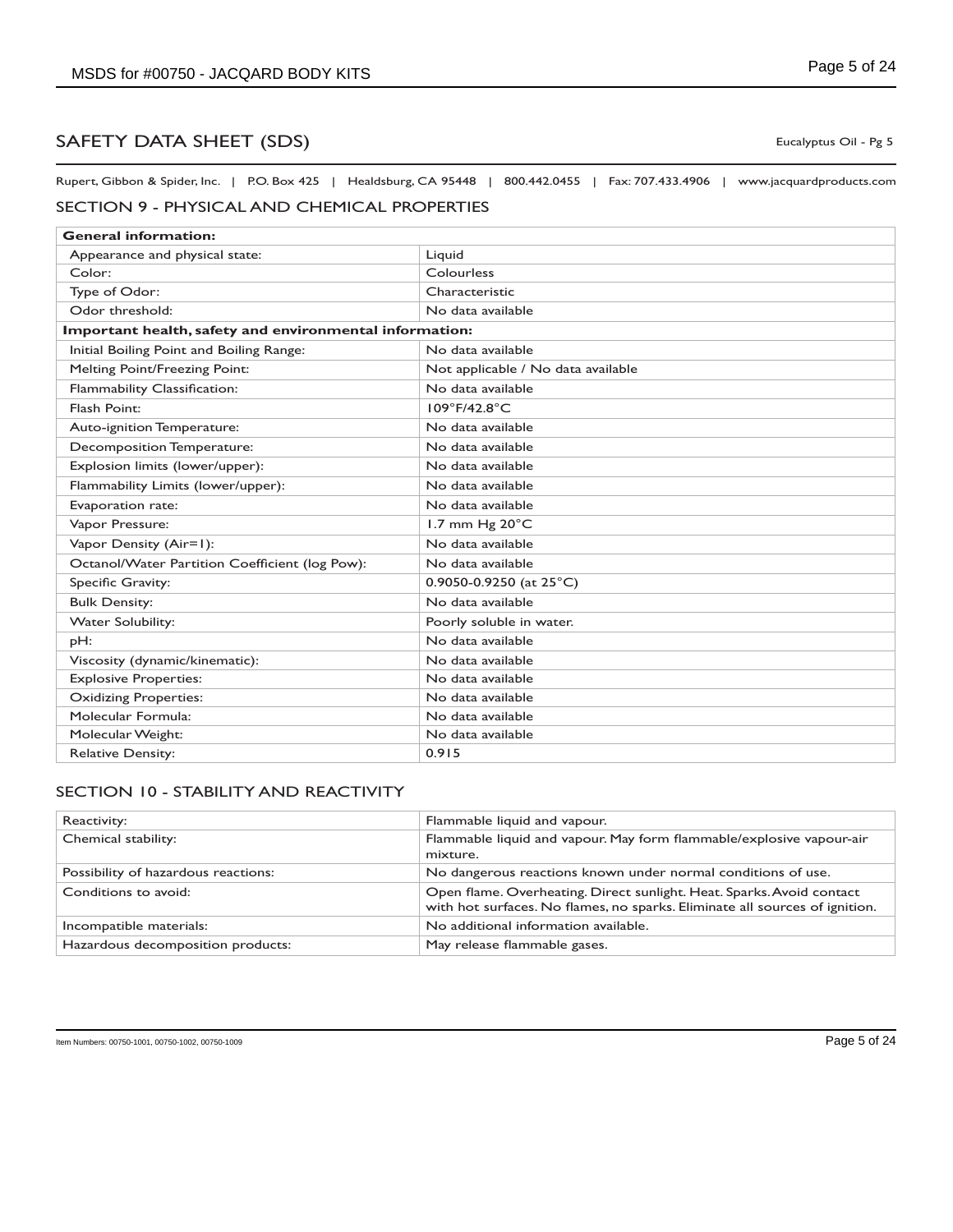# SAFETY DATA SHEET (SDS)

Eucalyptus Oil - Pg 5

Rupert, Gibbon & Spider, Inc. | P.O. Box 425 | Healdsburg, CA 95448 | 800.442.0455 | Fax: 707.433.4906 | www.jacquardproducts.com

## SECTION 9 - PHYSICAL AND CHEMICAL PROPERTIES

| **General information:** | |
|---|---|
| Appearance and physical state: | Liquid |
| Color: | Colourless |
| Type of Odor: | Characteristic |
| Odor threshold: | No data available |
| **Important health, safety and environmental information:** | |
| Initial Boiling Point and Boiling Range: | No data available |
| Melting Point/Freezing Point: | Not applicable / No data available |
| Flammability Classification: | No data available |
| Flash Point: | 109°F/42.8°C |
| Auto-ignition Temperature: | No data available |
| Decomposition Temperature: | No data available |
| Explosion limits (lower/upper): | No data available |
| Flammability Limits (lower/upper): | No data available |
| Evaporation rate: | No data available |
| Vapor Pressure: | 1.7 mm Hg 20°C |
| Vapor Density (Air=1): | No data available |
| Octanol/Water Partition Coefficient (log Pow): | No data available |
| Specific Gravity: | 0.9050-0.9250 (at 25°C) |
| Bulk Density: | No data available |
| Water Solubility: | Poorly soluble in water. |
| pH: | No data available |
| Viscosity (dynamic/kinematic): | No data available |
| Explosive Properties: | No data available |
| Oxidizing Properties: | No data available |
| Molecular Formula: | No data available |
| Molecular Weight: | No data available |
| Relative Density: | 0.915 |

## SECTION 10 - STABILITY AND REACTIVITY

| | |
|---|---|
| Reactivity: | Flammable liquid and vapour. |
| Chemical stability: | Flammable liquid and vapour. May form flammable/explosive vapour-air mixture. |
| Possibility of hazardous reactions: | No dangerous reactions known under normal conditions of use. |
| Conditions to avoid: | Open flame. Overheating. Direct sunlight. Heat. Sparks. Avoid contact with hot surfaces. No flames, no sparks. Eliminate all sources of ignition. |
| Incompatible materials: | No additional information available. |
| Hazardous decomposition products: | May release flammable gases. |

Item Numbers: 00750-1001, 00750-1002, 00750-1009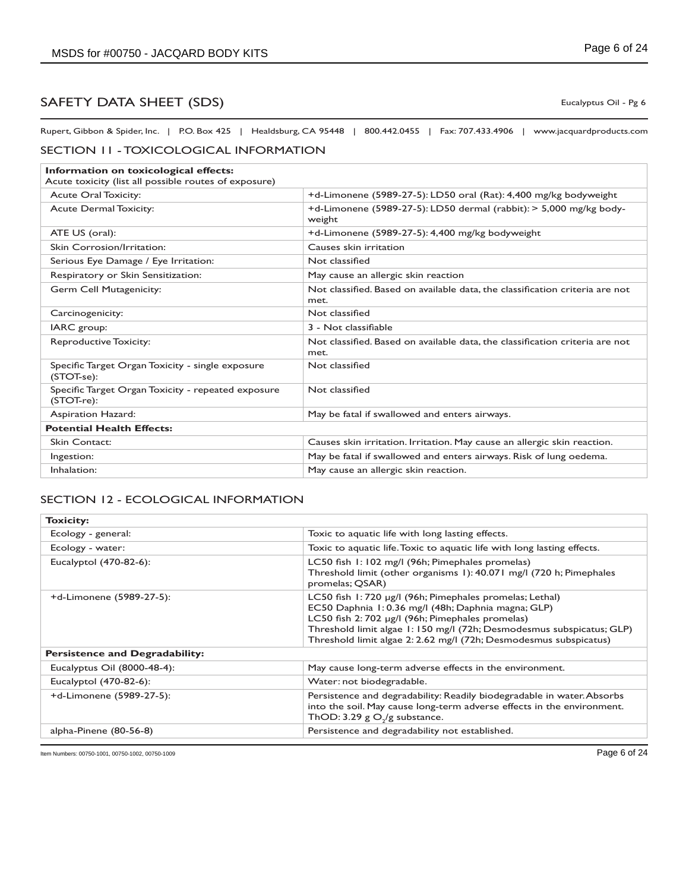## SAFETY DATA SHEET (SDS)

Eucalyptus Oil - Pg 6

Rupert, Gibbon & Spider, Inc. | P.O. Box 425 | Healdsburg, CA 95448 | 800.442.0455 | Fax: 707.433.4906 | www.jacquardproducts.com

### SECTION 11 - TOXICOLOGICAL INFORMATION

| **Information on toxicological effects:** Acute toxicity (list all possible routes of exposure) | |
|---|---|
| Acute Oral Toxicity: | +d-Limonene (5989-27-5): LD50 oral (Rat): 4,400 mg/kg bodyweight |
| Acute Dermal Toxicity: | +d-Limonene (5989-27-5): LD50 dermal (rabbit): > 5,000 mg/kg body-weight |
| ATE US (oral): | +d-Limonene (5989-27-5): 4,400 mg/kg bodyweight |
| Skin Corrosion/Irritation: | Causes skin irritation |
| Serious Eye Damage / Eye Irritation: | Not classified |
| Respiratory or Skin Sensitization: | May cause an allergic skin reaction |
| Germ Cell Mutagenicity: | Not classified. Based on available data, the classification criteria are not met. |
| Carcinogenicity: | Not classified |
| IARC group: | 3 - Not classifiable |
| Reproductive Toxicity: | Not classified. Based on available data, the classification criteria are not met. |
| Specific Target Organ Toxicity - single exposure (STOT-se): | Not classified |
| Specific Target Organ Toxicity - repeated exposure (STOT-re): | Not classified |
| Aspiration Hazard: | May be fatal if swallowed and enters airways. |
| **Potential Health Effects:** | |
| Skin Contact: | Causes skin irritation. Irritation. May cause an allergic skin reaction. |
| Ingestion: | May be fatal if swallowed and enters airways. Risk of lung oedema. |
| Inhalation: | May cause an allergic skin reaction. |

### SECTION 12 - ECOLOGICAL INFORMATION

| **Toxicity:** | |
|---|---|
| Ecology - general: | Toxic to aquatic life with long lasting effects. |
| Ecology - water: | Toxic to aquatic life. Toxic to aquatic life with long lasting effects. |
| Eucalyptol (470-82-6): | LC50 fish 1: 102 mg/l (96h; Pimephales promelas)<br>Threshold limit (other organisms 1): 40.071 mg/l (720 h; Pimephales promelas; QSAR) |
| +d-Limonene (5989-27-5): | LC50 fish 1: 720 µg/l (96h; Pimephales promelas; Lethal)<br>EC50 Daphnia 1: 0.36 mg/l (48h; Daphnia magna; GLP)<br>LC50 fish 2: 702 µg/l (96h; Pimephales promelas)<br>Threshold limit algae 1: 150 mg/l (72h; Desmodesmus subspicatus; GLP)<br>Threshold limit algae 2: 2.62 mg/l (72h; Desmodesmus subspicatus) |
| **Persistence and Degradability:** | |
| Eucalyptus Oil (8000-48-4): | May cause long-term adverse effects in the environment. |
| Eucalyptol (470-82-6): | Water: not biodegradable. |
| +d-Limonene (5989-27-5): | Persistence and degradability: Readily biodegradable in water. Absorbs into the soil. May cause long-term adverse effects in the environment. ThOD: 3.29 g $O_2$/g substance. |
| alpha-Pinene (80-56-8) | Persistence and degradability not established. |

Item Numbers: 00750-1001, 00750-1002, 00750-1009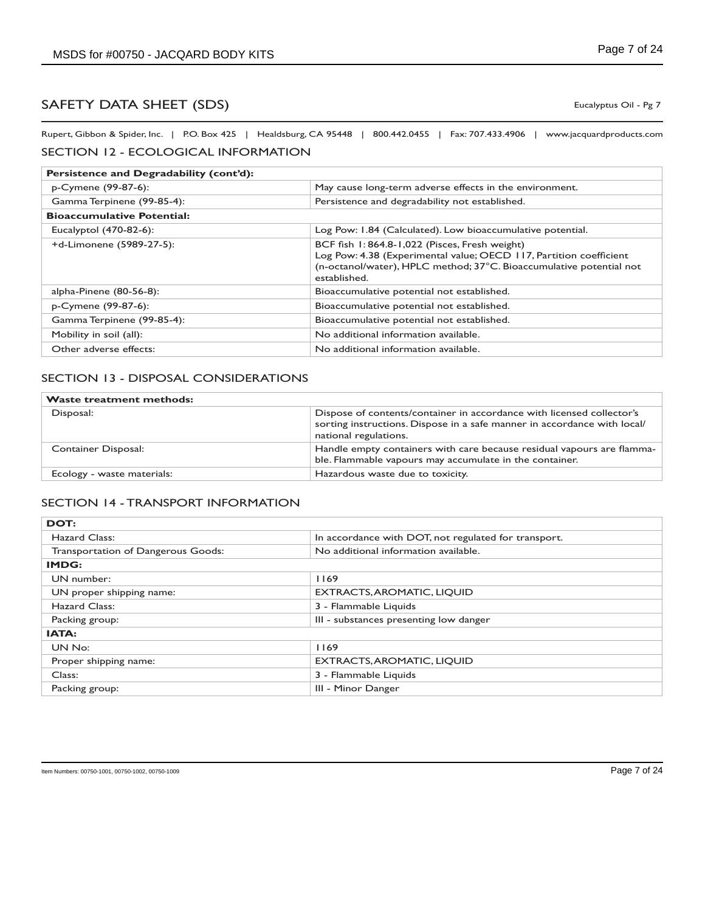# SAFETY DATA SHEET (SDS)

Eucalyptus Oil - Pg 7

Rupert, Gibbon & Spider, Inc. | P.O. Box 425 | Healdsburg, CA 95448 | 800.442.0455 | Fax: 707.433.4906 | www.jacquardproducts.com

## SECTION 12 - ECOLOGICAL INFORMATION

| **Persistence and Degradability (cont'd):** | |
|---|---|
| p-Cymene (99-87-6): | May cause long-term adverse effects in the environment. |
| Gamma Terpinene (99-85-4): | Persistence and degradability not established. |
| **Bioaccumulative Potential:** | |
| Eucalyptol (470-82-6): | Log Pow: 1.84 (Calculated). Low bioaccumulative potential. |
| +d-Limonene (5989-27-5): | BCF fish 1: 864.8-1,022 (Pisces, Fresh weight)<br>Log Pow: 4.38 (Experimental value; OECD 117, Partition coefficient (n-octanol/water), HPLC method; 37°C. Bioaccumulative potential not established. |
| alpha-Pinene (80-56-8): | Bioaccumulative potential not established. |
| p-Cymene (99-87-6): | Bioaccumulative potential not established. |
| Gamma Terpinene (99-85-4): | Bioaccumulative potential not established. |
| Mobility in soil (all): | No additional information available. |
| Other adverse effects: | No additional information available. |

## SECTION 13 - DISPOSAL CONSIDERATIONS

| **Waste treatment methods:** | |
|---|---|
| Disposal: | Dispose of contents/container in accordance with licensed collector's sorting instructions. Dispose in a safe manner in accordance with local/ national regulations. |
| Container Disposal: | Handle empty containers with care because residual vapours are flammable. Flammable vapours may accumulate in the container. |
| Ecology - waste materials: | Hazardous waste due to toxicity. |

## SECTION 14 - TRANSPORT INFORMATION

| **DOT:** | |
|---|---|
| Hazard Class: | In accordance with DOT, not regulated for transport. |
| Transportation of Dangerous Goods: | No additional information available. |
| **IMDG:** | |
| UN number: | 1169 |
| UN proper shipping name: | EXTRACTS, AROMATIC, LIQUID |
| Hazard Class: | 3 - Flammable Liquids |
| Packing group: | III - substances presenting low danger |
| **IATA:** | |
| UN No: | 1169 |
| Proper shipping name: | EXTRACTS, AROMATIC, LIQUID |
| Class: | 3 - Flammable Liquids |
| Packing group: | III - Minor Danger |

Item Numbers: 00750-1001, 00750-1002, 00750-1009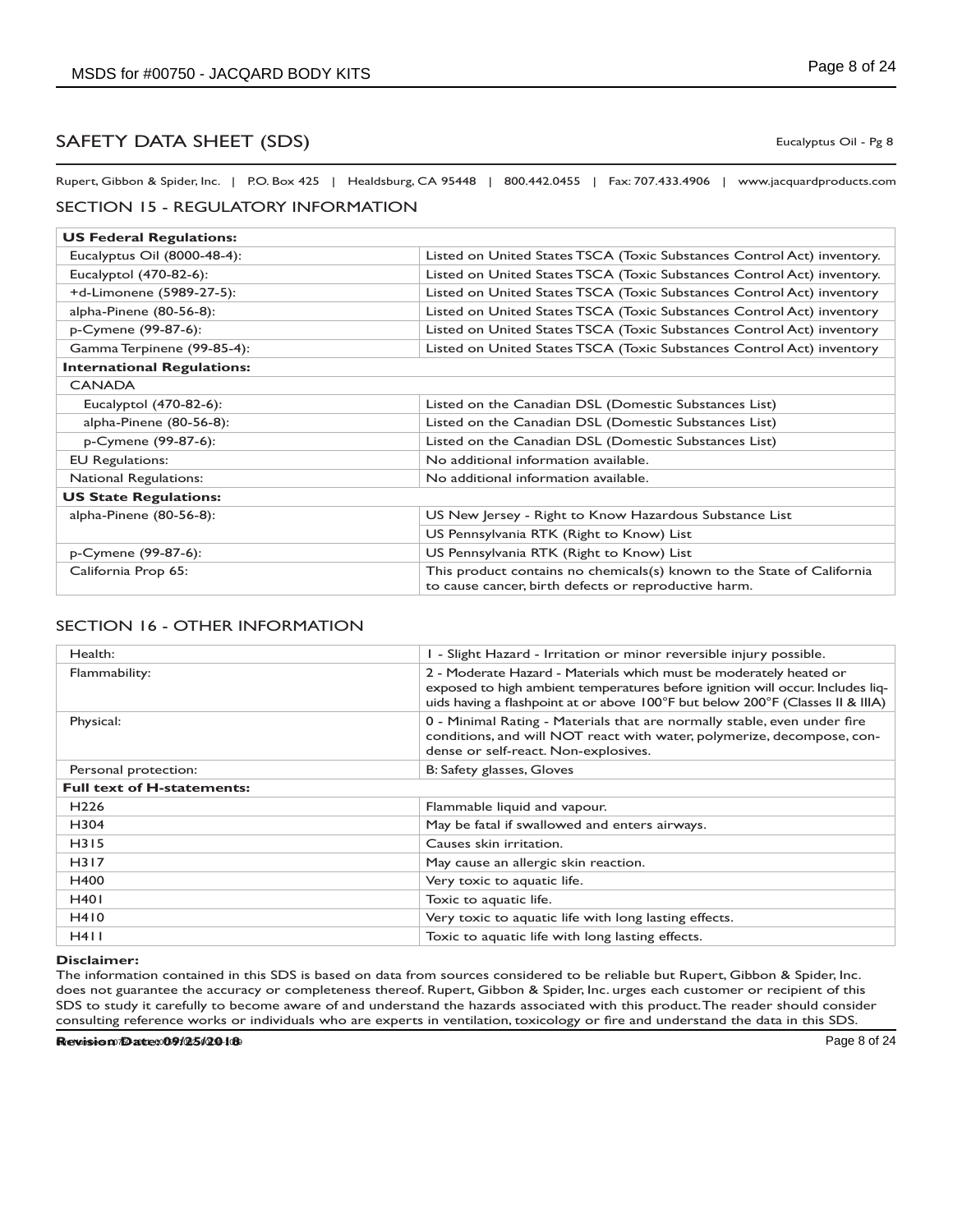## SAFETY DATA SHEET (SDS)

Eucalyptus Oil - Pg 8

Rupert, Gibbon & Spider, Inc. | P.O. Box 425 | Healdsburg, CA 95448 | 800.442.0455 | Fax: 707.433.4906 | www.jacquardproducts.com

### SECTION 15 - REGULATORY INFORMATION

| **US Federal Regulations:** | |
|---|---|
| Eucalyptus Oil (8000-48-4): | Listed on United States TSCA (Toxic Substances Control Act) inventory. |
| Eucalyptol (470-82-6): | Listed on United States TSCA (Toxic Substances Control Act) inventory. |
| +d-Limonene (5989-27-5): | Listed on United States TSCA (Toxic Substances Control Act) inventory |
| alpha-Pinene (80-56-8): | Listed on United States TSCA (Toxic Substances Control Act) inventory |
| p-Cymene (99-87-6): | Listed on United States TSCA (Toxic Substances Control Act) inventory |
| Gamma Terpinene (99-85-4): | Listed on United States TSCA (Toxic Substances Control Act) inventory |
| **International Regulations:** | |
| CANADA | |
| Eucalyptol (470-82-6): | Listed on the Canadian DSL (Domestic Substances List) |
| alpha-Pinene (80-56-8): | Listed on the Canadian DSL (Domestic Substances List) |
| p-Cymene (99-87-6): | Listed on the Canadian DSL (Domestic Substances List) |
| EU Regulations: | No additional information available. |
| National Regulations: | No additional information available. |
| **US State Regulations:** | |
| alpha-Pinene (80-56-8): | US New Jersey - Right to Know Hazardous Substance List |
| | US Pennsylvania RTK (Right to Know) List |
| p-Cymene (99-87-6): | US Pennsylvania RTK (Right to Know) List |
| California Prop 65: | This product contains no chemicals(s) known to the State of California to cause cancer, birth defects or reproductive harm. |

### SECTION 16 - OTHER INFORMATION

| Health: | 1 - Slight Hazard - Irritation or minor reversible injury possible. |
|---|---|
| Flammability: | 2 - Moderate Hazard - Materials which must be moderately heated or exposed to high ambient temperatures before ignition will occur. Includes liquids having a flashpoint at or above 100°F but below 200°F (Classes II & IIIA) |
| Physical: | 0 - Minimal Rating - Materials that are normally stable, even under fire conditions, and will NOT react with water, polymerize, decompose, condense or self-react. Non-explosives. |
| Personal protection: | B: Safety glasses, Gloves |
| **Full text of H-statements:** | |
| H226 | Flammable liquid and vapour. |
| H304 | May be fatal if swallowed and enters airways. |
| H315 | Causes skin irritation. |
| H317 | May cause an allergic skin reaction. |
| H400 | Very toxic to aquatic life. |
| H401 | Toxic to aquatic life. |
| H410 | Very toxic to aquatic life with long lasting effects. |
| H411 | Toxic to aquatic life with long lasting effects. |

**Disclaimer:**
The information contained in this SDS is based on data from sources considered to be reliable but Rupert, Gibbon & Spider, Inc. does not guarantee the accuracy or completeness thereof. Rupert, Gibbon & Spider, Inc. urges each customer or recipient of this SDS to study it carefully to become aware of and understand the hazards associated with this product. The reader should consider consulting reference works or individuals who are experts in ventilation, toxicology or fire and understand the data in this SDS.

**Revision Date: 09/25/2018**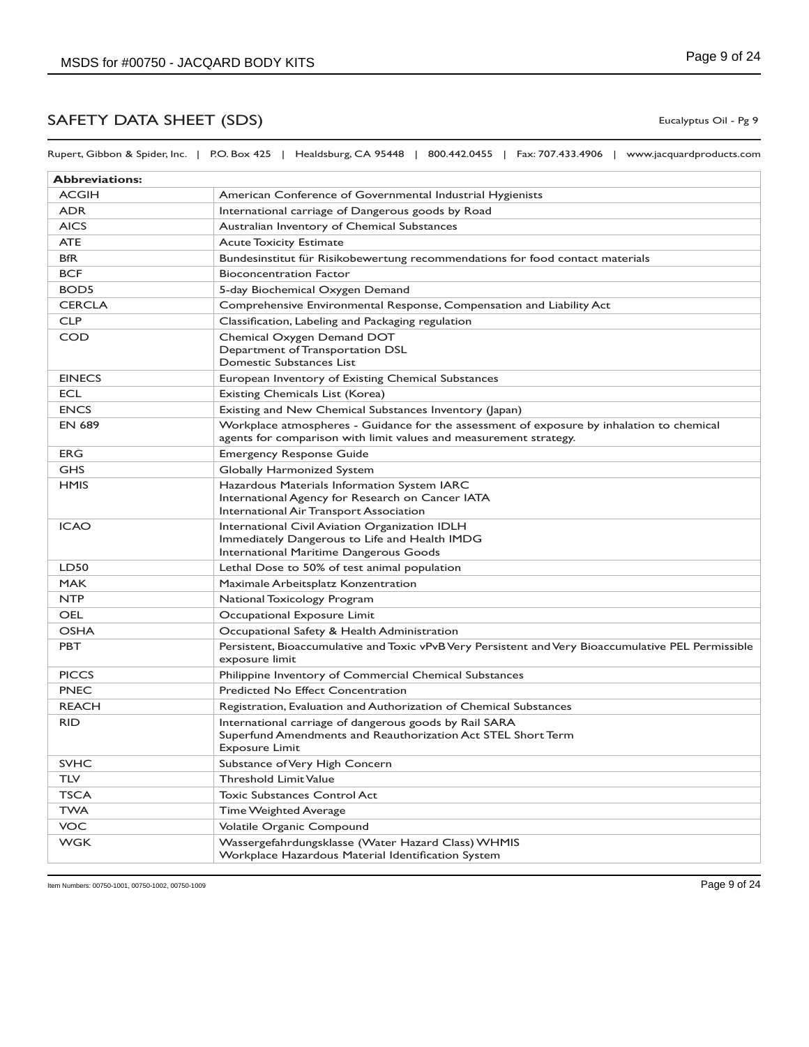## SAFETY DATA SHEET (SDS)

Eucalyptus Oil - Pg 9

Rupert, Gibbon & Spider, Inc. | P.O. Box 425 | Healdsburg, CA 95448 | 800.442.0455 | Fax: 707.433.4906 | www.jacquardproducts.com

| **Abbreviations:** | |
|---|---|
| ACGIH | American Conference of Governmental Industrial Hygienists |
| ADR | International carriage of Dangerous goods by Road |
| AICS | Australian Inventory of Chemical Substances |
| ATE | Acute Toxicity Estimate |
| BfR | Bundesinstitut für Risikobewertung recommendations for food contact materials |
| BCF | Bioconcentration Factor |
| BOD5 | 5-day Biochemical Oxygen Demand |
| CERCLA | Comprehensive Environmental Response, Compensation and Liability Act |
| CLP | Classification, Labeling and Packaging regulation |
| COD | Chemical Oxygen Demand DOT<br>Department of Transportation DSL<br>Domestic Substances List |
| EINECS | European Inventory of Existing Chemical Substances |
| ECL | Existing Chemicals List (Korea) |
| ENCS | Existing and New Chemical Substances Inventory (Japan) |
| EN 689 | Workplace atmospheres - Guidance for the assessment of exposure by inhalation to chemical agents for comparison with limit values and measurement strategy. |
| ERG | Emergency Response Guide |
| GHS | Globally Harmonized System |
| HMIS | Hazardous Materials Information System IARC<br>International Agency for Research on Cancer IATA<br>International Air Transport Association |
| ICAO | International Civil Aviation Organization IDLH<br>Immediately Dangerous to Life and Health IMDG<br>International Maritime Dangerous Goods |
| LD50 | Lethal Dose to 50% of test animal population |
| MAK | Maximale Arbeitsplatz Konzentration |
| NTP | National Toxicology Program |
| OEL | Occupational Exposure Limit |
| OSHA | Occupational Safety & Health Administration |
| PBT | Persistent, Bioaccumulative and Toxic vPvB Very Persistent and Very Bioaccumulative PEL Permissible exposure limit |
| PICCS | Philippine Inventory of Commercial Chemical Substances |
| PNEC | Predicted No Effect Concentration |
| REACH | Registration, Evaluation and Authorization of Chemical Substances |
| RID | International carriage of dangerous goods by Rail SARA<br>Superfund Amendments and Reauthorization Act STEL Short Term<br>Exposure Limit |
| SVHC | Substance of Very High Concern |
| TLV | Threshold Limit Value |
| TSCA | Toxic Substances Control Act |
| TWA | Time Weighted Average |
| VOC | Volatile Organic Compound |
| WGK | Wassergefahrdungsklasse (Water Hazard Class) WHMIS<br>Workplace Hazardous Material Identification System |

Item Numbers: 00750-1001, 00750-1002, 00750-1009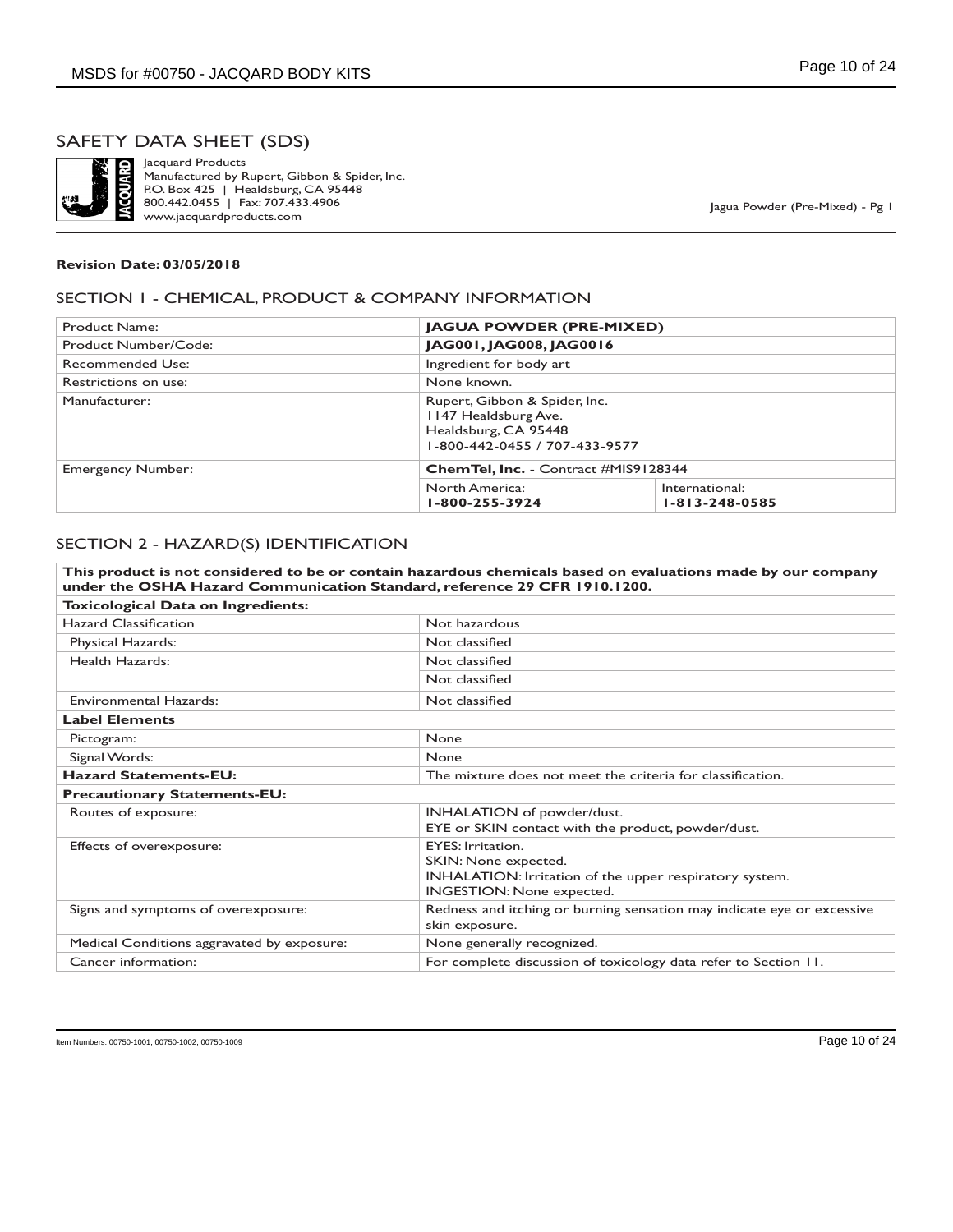# SAFETY DATA SHEET (SDS)

Jacquard Products
Manufactured by Rupert, Gibbon & Spider, Inc.
P.O. Box 425 | Healdsburg, CA 95448
800.442.0455 | Fax: 707.433.4906
www.jacquardproducts.com

Jagua Powder (Pre-Mixed) - Pg 1

**Revision Date: 03/05/2018**

## SECTION 1 - CHEMICAL, PRODUCT & COMPANY INFORMATION

| | | |
|---|---|---|
| Product Name: | **JAGUA POWDER (PRE-MIXED)** | |
| Product Number/Code: | **JAG001, JAG008, JAG0016** | |
| Recommended Use: | Ingredient for body art | |
| Restrictions on use: | None known. | |
| Manufacturer: | Rupert, Gibbon & Spider, Inc.<br>1147 Healdsburg Ave.<br>Healdsburg, CA 95448<br>1-800-442-0455 / 707-433-9577 | |
| Emergency Number: | **ChemTel, Inc.** - Contract #MIS9128344 | |
| | North America:<br>**1-800-255-3924** | International:<br>**1-813-248-0585** |

## SECTION 2 - HAZARD(S) IDENTIFICATION

| | |
|---|---|
| **This product is not considered to be or contain hazardous chemicals based on evaluations made by our company under the OSHA Hazard Communication Standard, reference 29 CFR 1910.1200.** | |
| **Toxicological Data on Ingredients:** | |
| Hazard Classification | Not hazardous |
| Physical Hazards: | Not classified |
| Health Hazards: | Not classified |
| | Not classified |
| Environmental Hazards: | Not classified |
| **Label Elements** | |
| Pictogram: | None |
| Signal Words: | None |
| **Hazard Statements-EU:** | The mixture does not meet the criteria for classification. |
| **Precautionary Statements-EU:** | |
| Routes of exposure: | INHALATION of powder/dust.<br>EYE or SKIN contact with the product, powder/dust. |
| Effects of overexposure: | EYES: Irritation.<br>SKIN: None expected.<br>INHALATION: Irritation of the upper respiratory system.<br>INGESTION: None expected. |
| Signs and symptoms of overexposure: | Redness and itching or burning sensation may indicate eye or excessive skin exposure. |
| Medical Conditions aggravated by exposure: | None generally recognized. |
| Cancer information: | For complete discussion of toxicology data refer to Section 11. |

Item Numbers: 00750-1001, 00750-1002, 00750-1009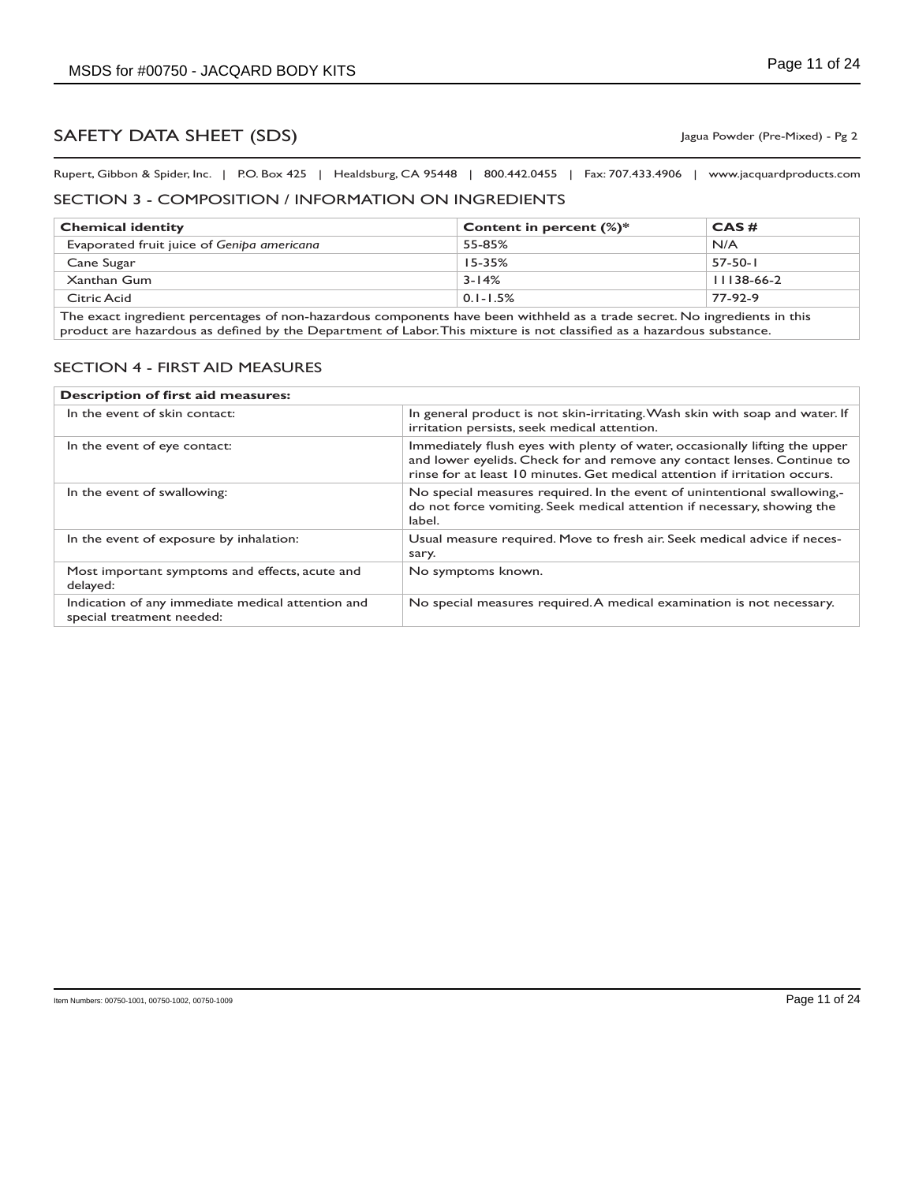# SAFETY DATA SHEET (SDS)

Jagua Powder (Pre-Mixed) - Pg 2

Rupert, Gibbon & Spider, Inc. | P.O. Box 425 | Healdsburg, CA 95448 | 800.442.0455 | Fax: 707.433.4906 | www.jacquardproducts.com

## SECTION 3 - COMPOSITION / INFORMATION ON INGREDIENTS

| Chemical identity | Content in percent (%)* | CAS # |
|---|---|---|
| Evaporated fruit juice of *Genipa americana* | 55-85% | N/A |
| Cane Sugar | 15-35% | 57-50-1 |
| Xanthan Gum | 3-14% | 11138-66-2 |
| Citric Acid | 0.1-1.5% | 77-92-9 |

The exact ingredient percentages of non-hazardous components have been withheld as a trade secret. No ingredients in this product are hazardous as defined by the Department of Labor. This mixture is not classified as a hazardous substance.

## SECTION 4 - FIRST AID MEASURES

| Description of first aid measures: | |
|---|---|
| In the event of skin contact: | In general product is not skin-irritating. Wash skin with soap and water. If irritation persists, seek medical attention. |
| In the event of eye contact: | Immediately flush eyes with plenty of water, occasionally lifting the upper and lower eyelids. Check for and remove any contact lenses. Continue to rinse for at least 10 minutes. Get medical attention if irritation occurs. |
| In the event of swallowing: | No special measures required. In the event of unintentional swallowing,- do not force vomiting. Seek medical attention if necessary, showing the label. |
| In the event of exposure by inhalation: | Usual measure required. Move to fresh air. Seek medical advice if necessary. |
| Most important symptoms and effects, acute and delayed: | No symptoms known. |
| Indication of any immediate medical attention and special treatment needed: | No special measures required. A medical examination is not necessary. |

Item Numbers: 00750-1001, 00750-1002, 00750-1009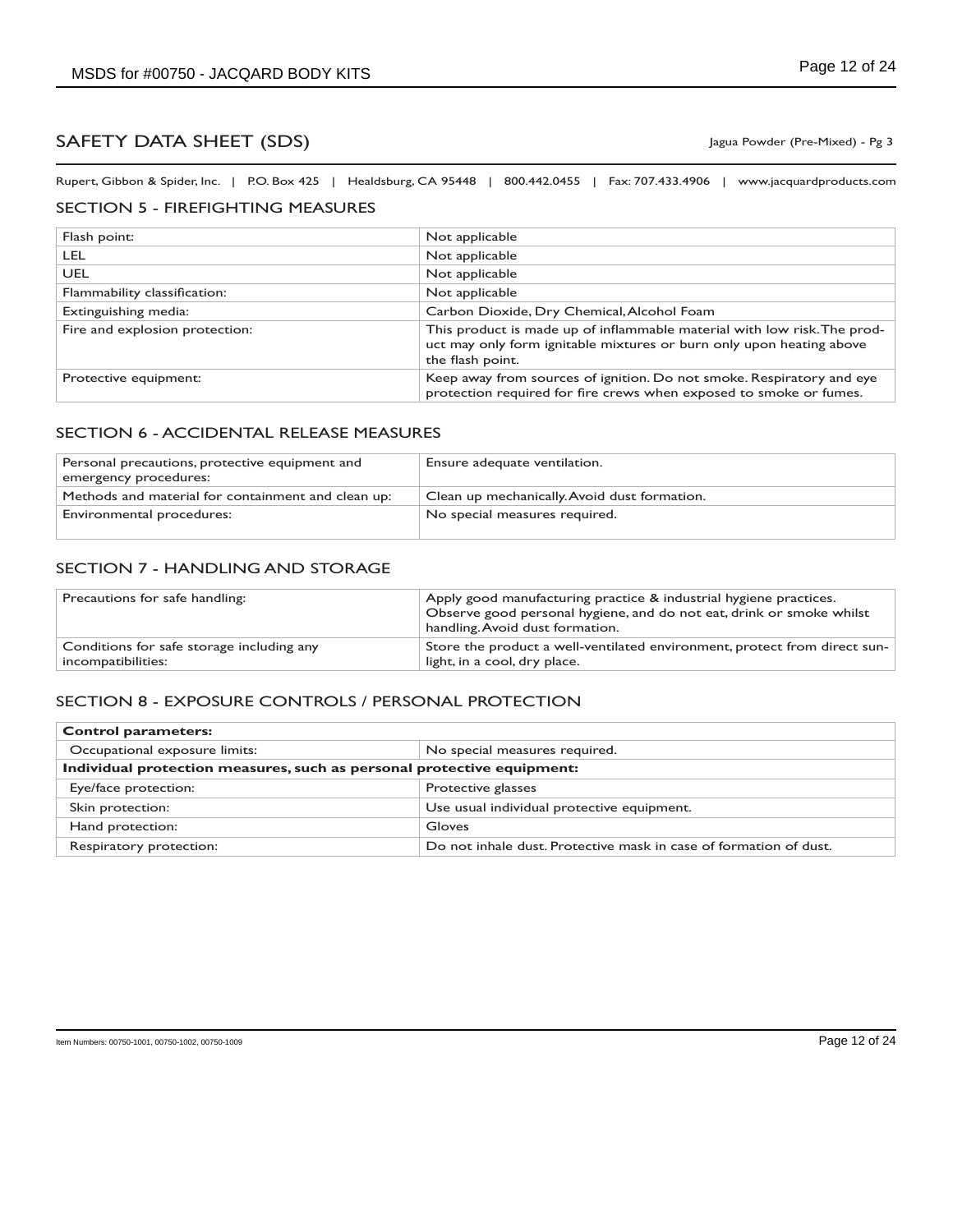# SAFETY DATA SHEET (SDS)

Jagua Powder (Pre-Mixed) - Pg 3

Rupert, Gibbon & Spider, Inc. | P.O. Box 425 | Healdsburg, CA 95448 | 800.442.0455 | Fax: 707.433.4906 | www.jacquardproducts.com

## SECTION 5 - FIREFIGHTING MEASURES

| | |
|---|---|
| Flash point: | Not applicable |
| LEL | Not applicable |
| UEL | Not applicable |
| Flammability classification: | Not applicable |
| Extinguishing media: | Carbon Dioxide, Dry Chemical, Alcohol Foam |
| Fire and explosion protection: | This product is made up of inflammable material with low risk. The product may only form ignitable mixtures or burn only upon heating above the flash point. |
| Protective equipment: | Keep away from sources of ignition. Do not smoke. Respiratory and eye protection required for fire crews when exposed to smoke or fumes. |

## SECTION 6 - ACCIDENTAL RELEASE MEASURES

| | |
|---|---|
| Personal precautions, protective equipment and emergency procedures: | Ensure adequate ventilation. |
| Methods and material for containment and clean up: | Clean up mechanically. Avoid dust formation. |
| Environmental procedures: | No special measures required. |

## SECTION 7 - HANDLING AND STORAGE

| | |
|---|---|
| Precautions for safe handling: | Apply good manufacturing practice & industrial hygiene practices. Observe good personal hygiene, and do not eat, drink or smoke whilst handling. Avoid dust formation. |
| Conditions for safe storage including any incompatibilities: | Store the product a well-ventilated environment, protect from direct sunlight, in a cool, dry place. |

## SECTION 8 - EXPOSURE CONTROLS / PERSONAL PROTECTION

| | |
|---|---|
| **Control parameters:** | |
| Occupational exposure limits: | No special measures required. |
| **Individual protection measures, such as personal protective equipment:** | |
| Eye/face protection: | Protective glasses |
| Skin protection: | Use usual individual protective equipment. |
| Hand protection: | Gloves |
| Respiratory protection: | Do not inhale dust. Protective mask in case of formation of dust. |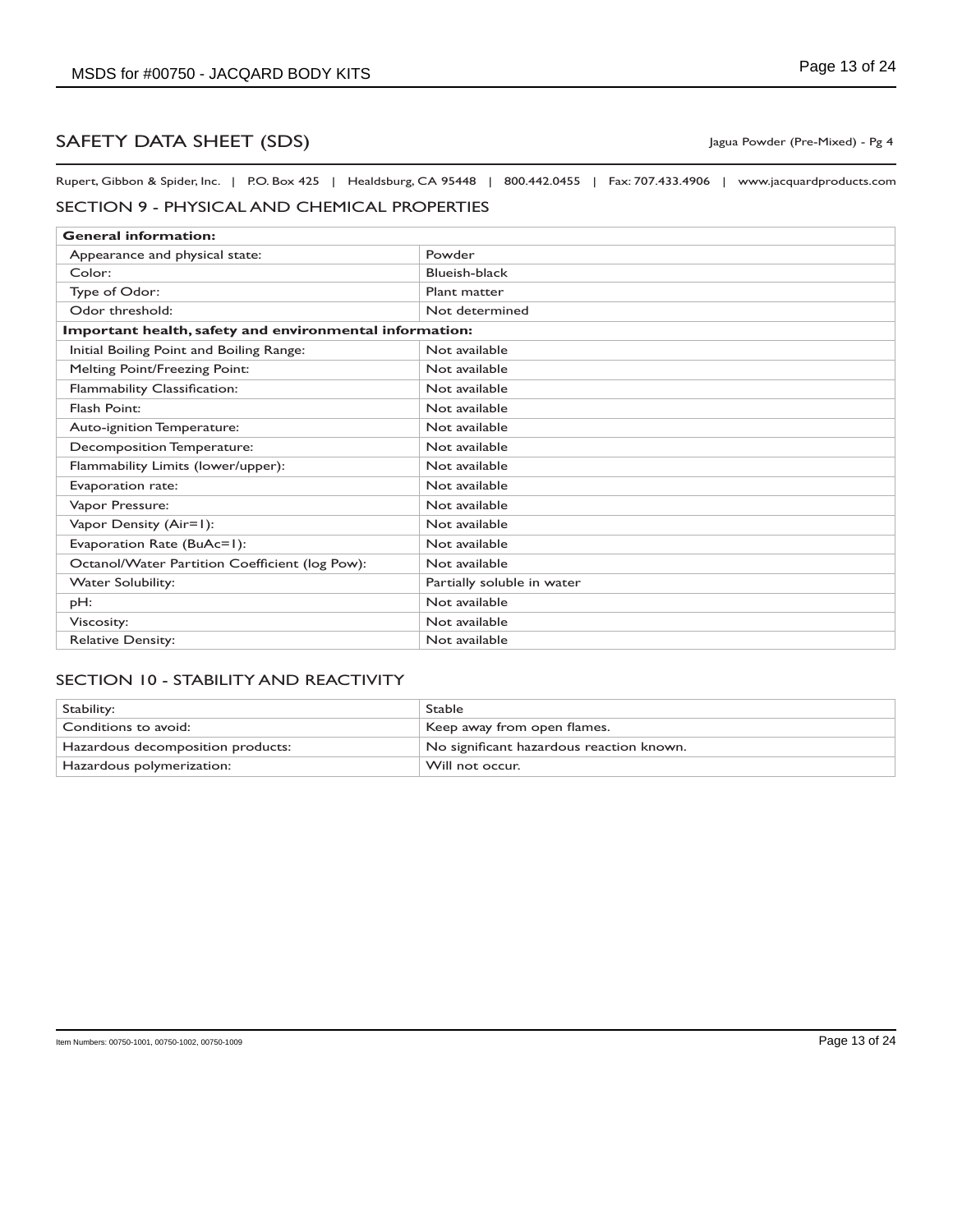# SAFETY DATA SHEET (SDS)

Jagua Powder (Pre-Mixed) - Pg 4

Rupert, Gibbon & Spider, Inc. | P.O. Box 425 | Healdsburg, CA 95448 | 800.442.0455 | Fax: 707.433.4906 | www.jacquardproducts.com

## SECTION 9 - PHYSICAL AND CHEMICAL PROPERTIES

| **General information:** | |
|---|---|
| Appearance and physical state: | Powder |
| Color: | Blueish-black |
| Type of Odor: | Plant matter |
| Odor threshold: | Not determined |
| **Important health, safety and environmental information:** | |
| Initial Boiling Point and Boiling Range: | Not available |
| Melting Point/Freezing Point: | Not available |
| Flammability Classification: | Not available |
| Flash Point: | Not available |
| Auto-ignition Temperature: | Not available |
| Decomposition Temperature: | Not available |
| Flammability Limits (lower/upper): | Not available |
| Evaporation rate: | Not available |
| Vapor Pressure: | Not available |
| Vapor Density (Air=1): | Not available |
| Evaporation Rate (BuAc=1): | Not available |
| Octanol/Water Partition Coefficient (log Pow): | Not available |
| Water Solubility: | Partially soluble in water |
| pH: | Not available |
| Viscosity: | Not available |
| Relative Density: | Not available |

## SECTION 10 - STABILITY AND REACTIVITY

| Stability: | Stable |
|---|---|
| Conditions to avoid: | Keep away from open flames. |
| Hazardous decomposition products: | No significant hazardous reaction known. |
| Hazardous polymerization: | Will not occur. |

Item Numbers: 00750-1001, 00750-1002, 00750-1009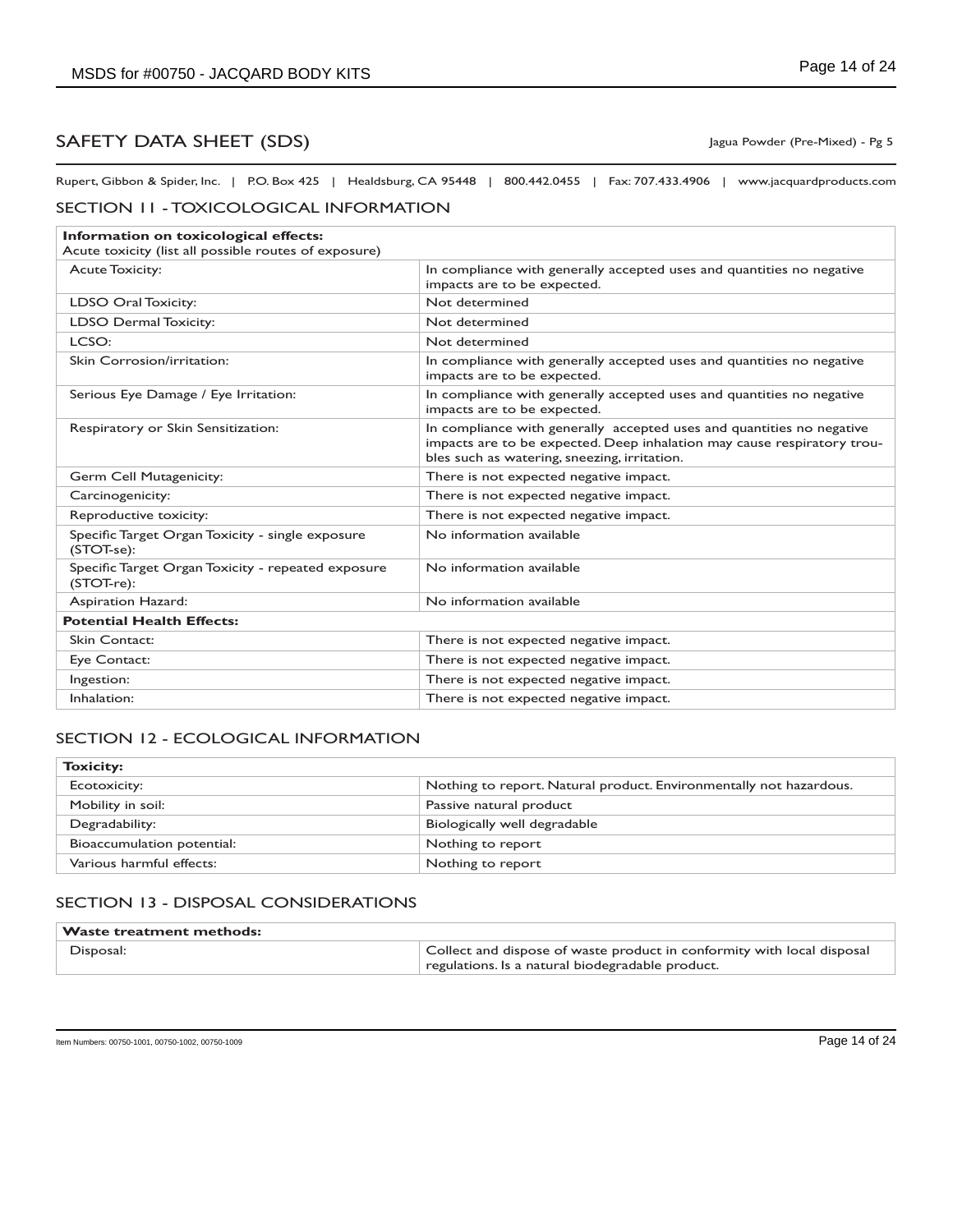# SAFETY DATA SHEET (SDS)

Jagua Powder (Pre-Mixed) - Pg 5

Rupert, Gibbon & Spider, Inc. | P.O. Box 425 | Healdsburg, CA 95448 | 800.442.0455 | Fax: 707.433.4906 | www.jacquardproducts.com

## SECTION 11 - TOXICOLOGICAL INFORMATION

| **Information on toxicological effects:** Acute toxicity (list all possible routes of exposure) | |
|---|---|
| Acute Toxicity: | In compliance with generally accepted uses and quantities no negative impacts are to be expected. |
| LDSO Oral Toxicity: | Not determined |
| LDSO Dermal Toxicity: | Not determined |
| LCSO: | Not determined |
| Skin Corrosion/irritation: | In compliance with generally accepted uses and quantities no negative impacts are to be expected. |
| Serious Eye Damage / Eye Irritation: | In compliance with generally accepted uses and quantities no negative impacts are to be expected. |
| Respiratory or Skin Sensitization: | In compliance with generally accepted uses and quantities no negative impacts are to be expected. Deep inhalation may cause respiratory troubles such as watering, sneezing, irritation. |
| Germ Cell Mutagenicity: | There is not expected negative impact. |
| Carcinogenicity: | There is not expected negative impact. |
| Reproductive toxicity: | There is not expected negative impact. |
| Specific Target Organ Toxicity - single exposure (STOT-se): | No information available |
| Specific Target Organ Toxicity - repeated exposure (STOT-re): | No information available |
| Aspiration Hazard: | No information available |
| **Potential Health Effects:** | |
| Skin Contact: | There is not expected negative impact. |
| Eye Contact: | There is not expected negative impact. |
| Ingestion: | There is not expected negative impact. |
| Inhalation: | There is not expected negative impact. |

## SECTION 12 - ECOLOGICAL INFORMATION

| **Toxicity:** | |
|---|---|
| Ecotoxicity: | Nothing to report. Natural product. Environmentally not hazardous. |
| Mobility in soil: | Passive natural product |
| Degradability: | Biologically well degradable |
| Bioaccumulation potential: | Nothing to report |
| Various harmful effects: | Nothing to report |

## SECTION 13 - DISPOSAL CONSIDERATIONS

| **Waste treatment methods:** | |
|---|---|
| Disposal: | Collect and dispose of waste product in conformity with local disposal regulations. Is a natural biodegradable product. |

Item Numbers: 00750-1001, 00750-1002, 00750-1009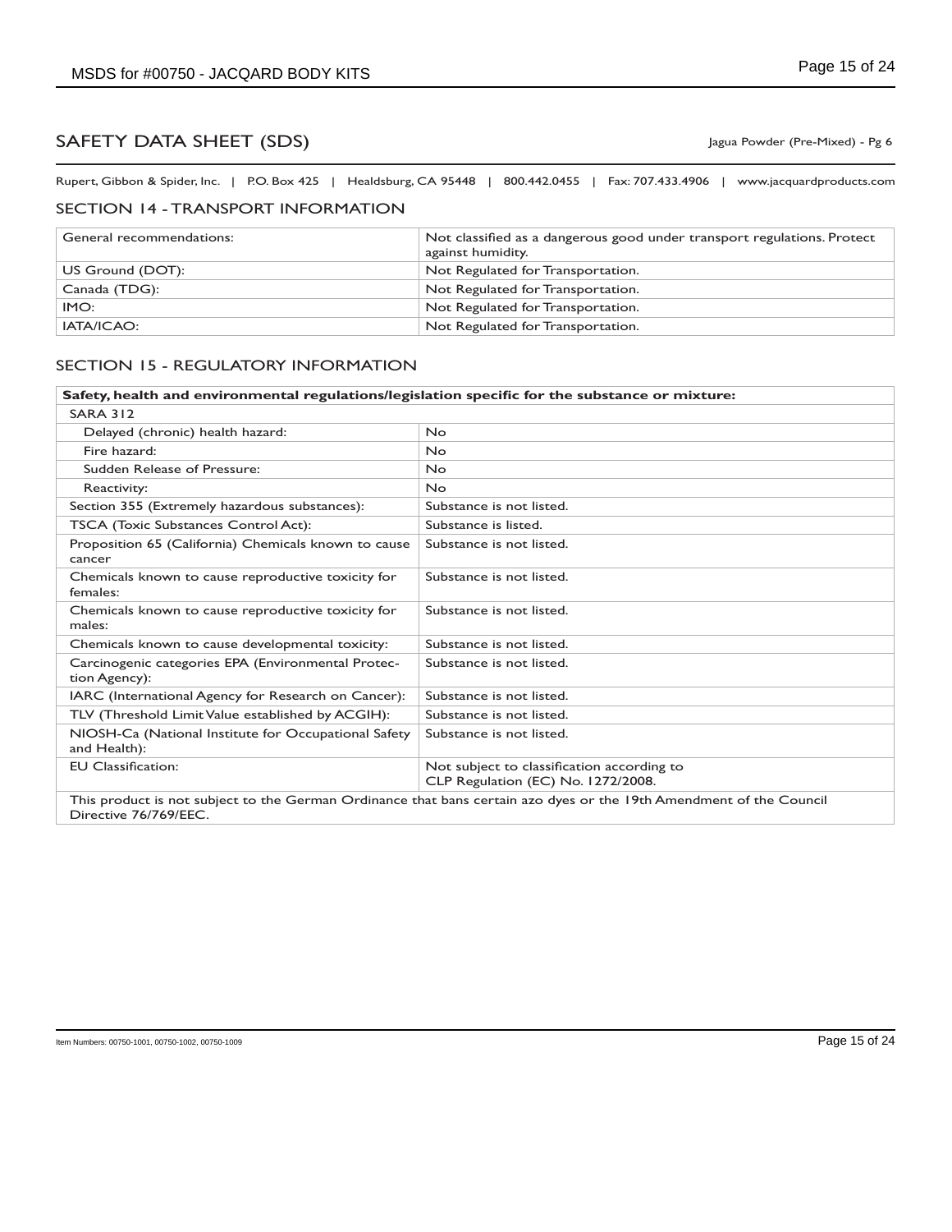## SAFETY DATA SHEET (SDS)

Jagua Powder (Pre-Mixed) - Pg 6

Rupert, Gibbon & Spider, Inc. | P.O. Box 425 | Healdsburg, CA 95448 | 800.442.0455 | Fax: 707.433.4906 | www.jacquardproducts.com

### SECTION 14 - TRANSPORT INFORMATION

| | |
|---|---|
| General recommendations: | Not classified as a dangerous good under transport regulations. Protect against humidity. |
| US Ground (DOT): | Not Regulated for Transportation. |
| Canada (TDG): | Not Regulated for Transportation. |
| IMO: | Not Regulated for Transportation. |
| IATA/ICAO: | Not Regulated for Transportation. |

### SECTION 15 - REGULATORY INFORMATION

| **Safety, health and environmental regulations/legislation specific for the substance or mixture:** | |
|---|---|
| SARA 312 | |
| Delayed (chronic) health hazard: | No |
| Fire hazard: | No |
| Sudden Release of Pressure: | No |
| Reactivity: | No |
| Section 355 (Extremely hazardous substances): | Substance is not listed. |
| TSCA (Toxic Substances Control Act): | Substance is listed. |
| Proposition 65 (California) Chemicals known to cause cancer | Substance is not listed. |
| Chemicals known to cause reproductive toxicity for females: | Substance is not listed. |
| Chemicals known to cause reproductive toxicity for males: | Substance is not listed. |
| Chemicals known to cause developmental toxicity: | Substance is not listed. |
| Carcinogenic categories EPA (Environmental Protection Agency): | Substance is not listed. |
| IARC (International Agency for Research on Cancer): | Substance is not listed. |
| TLV (Threshold Limit Value established by ACGIH): | Substance is not listed. |
| NIOSH-Ca (National Institute for Occupational Safety and Health): | Substance is not listed. |
| EU Classification: | Not subject to classification according to CLP Regulation (EC) No. 1272/2008. |
| This product is not subject to the German Ordinance that bans certain azo dyes or the 19th Amendment of the Council Directive 76/769/EEC. | |

Item Numbers: 00750-1001, 00750-1002, 00750-1009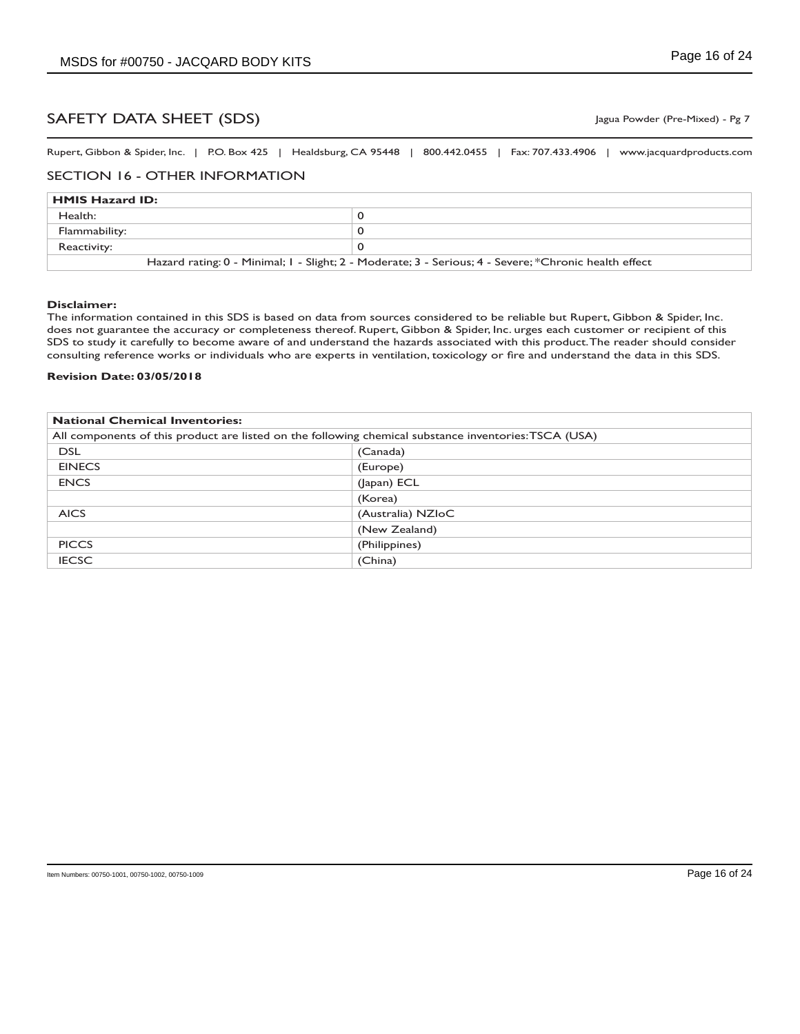## SAFETY DATA SHEET (SDS)

Jagua Powder (Pre-Mixed) - Pg 7

Rupert, Gibbon & Spider, Inc. | P.O. Box 425 | Healdsburg, CA 95448 | 800.442.0455 | Fax: 707.433.4906 | www.jacquardproducts.com

### SECTION 16 - OTHER INFORMATION

| **HMIS Hazard ID:** | |
|---|---|
| Health: | 0 |
| Flammability: | 0 |
| Reactivity: | 0 |
| Hazard rating: 0 - Minimal; 1 - Slight; 2 - Moderate; 3 - Serious; 4 - Severe; *Chronic health effect | |

**Disclaimer:**
The information contained in this SDS is based on data from sources considered to be reliable but Rupert, Gibbon & Spider, Inc. does not guarantee the accuracy or completeness thereof. Rupert, Gibbon & Spider, Inc. urges each customer or recipient of this SDS to study it carefully to become aware of and understand the hazards associated with this product. The reader should consider consulting reference works or individuals who are experts in ventilation, toxicology or fire and understand the data in this SDS.

**Revision Date: 03/05/2018**

| **National Chemical Inventories:** | |
|---|---|
| All components of this product are listed on the following chemical substance inventories: TSCA (USA) | |
| DSL | (Canada) |
| EINECS | (Europe) |
| ENCS | (Japan) ECL |
| | (Korea) |
| AICS | (Australia) NZIoC |
| | (New Zealand) |
| PICCS | (Philippines) |
| IECSC | (China) |

Item Numbers: 00750-1001, 00750-1002, 00750-1009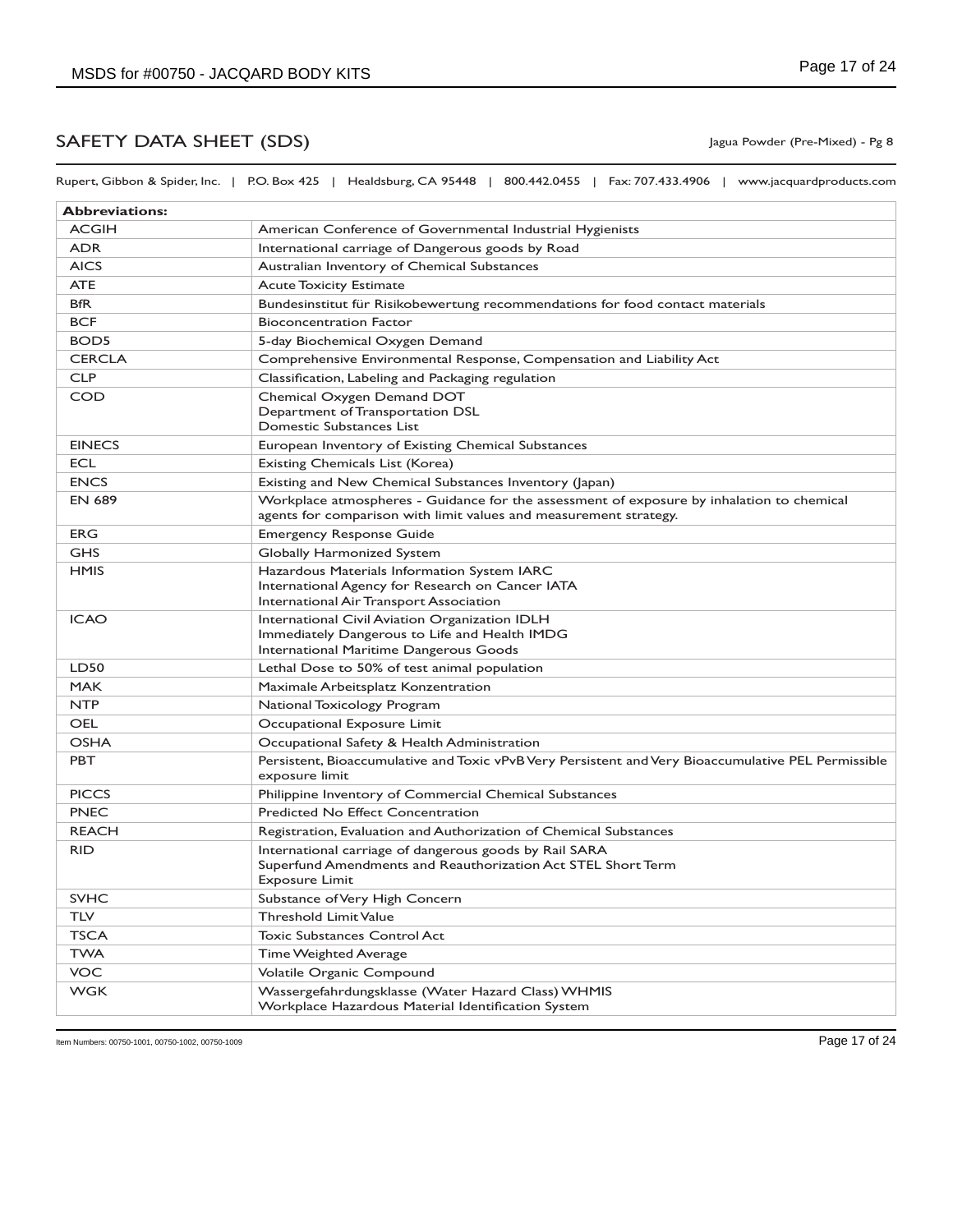## SAFETY DATA SHEET (SDS)

Jagua Powder (Pre-Mixed) - Pg 8

Rupert, Gibbon & Spider, Inc. | P.O. Box 425 | Healdsburg, CA 95448 | 800.442.0455 | Fax: 707.433.4906 | www.jacquardproducts.com

| **Abbreviations:** | |
|---|---|
| ACGIH | American Conference of Governmental Industrial Hygienists |
| ADR | International carriage of Dangerous goods by Road |
| AICS | Australian Inventory of Chemical Substances |
| ATE | Acute Toxicity Estimate |
| BfR | Bundesinstitut für Risikobewertung recommendations for food contact materials |
| BCF | Bioconcentration Factor |
| BOD5 | 5-day Biochemical Oxygen Demand |
| CERCLA | Comprehensive Environmental Response, Compensation and Liability Act |
| CLP | Classification, Labeling and Packaging regulation |
| COD | Chemical Oxygen Demand DOT<br>Department of Transportation DSL<br>Domestic Substances List |
| EINECS | European Inventory of Existing Chemical Substances |
| ECL | Existing Chemicals List (Korea) |
| ENCS | Existing and New Chemical Substances Inventory (Japan) |
| EN 689 | Workplace atmospheres - Guidance for the assessment of exposure by inhalation to chemical agents for comparison with limit values and measurement strategy. |
| ERG | Emergency Response Guide |
| GHS | Globally Harmonized System |
| HMIS | Hazardous Materials Information System IARC<br>International Agency for Research on Cancer IATA<br>International Air Transport Association |
| ICAO | International Civil Aviation Organization IDLH<br>Immediately Dangerous to Life and Health IMDG<br>International Maritime Dangerous Goods |
| LD50 | Lethal Dose to 50% of test animal population |
| MAK | Maximale Arbeitsplatz Konzentration |
| NTP | National Toxicology Program |
| OEL | Occupational Exposure Limit |
| OSHA | Occupational Safety & Health Administration |
| PBT | Persistent, Bioaccumulative and Toxic vPvB Very Persistent and Very Bioaccumulative PEL Permissible exposure limit |
| PICCS | Philippine Inventory of Commercial Chemical Substances |
| PNEC | Predicted No Effect Concentration |
| REACH | Registration, Evaluation and Authorization of Chemical Substances |
| RID | International carriage of dangerous goods by Rail SARA<br>Superfund Amendments and Reauthorization Act STEL Short Term<br>Exposure Limit |
| SVHC | Substance of Very High Concern |
| TLV | Threshold Limit Value |
| TSCA | Toxic Substances Control Act |
| TWA | Time Weighted Average |
| VOC | Volatile Organic Compound |
| WGK | Wassergefahrdungsklasse (Water Hazard Class) WHMIS<br>Workplace Hazardous Material Identification System |

Item Numbers: 00750-1001, 00750-1002, 00750-1009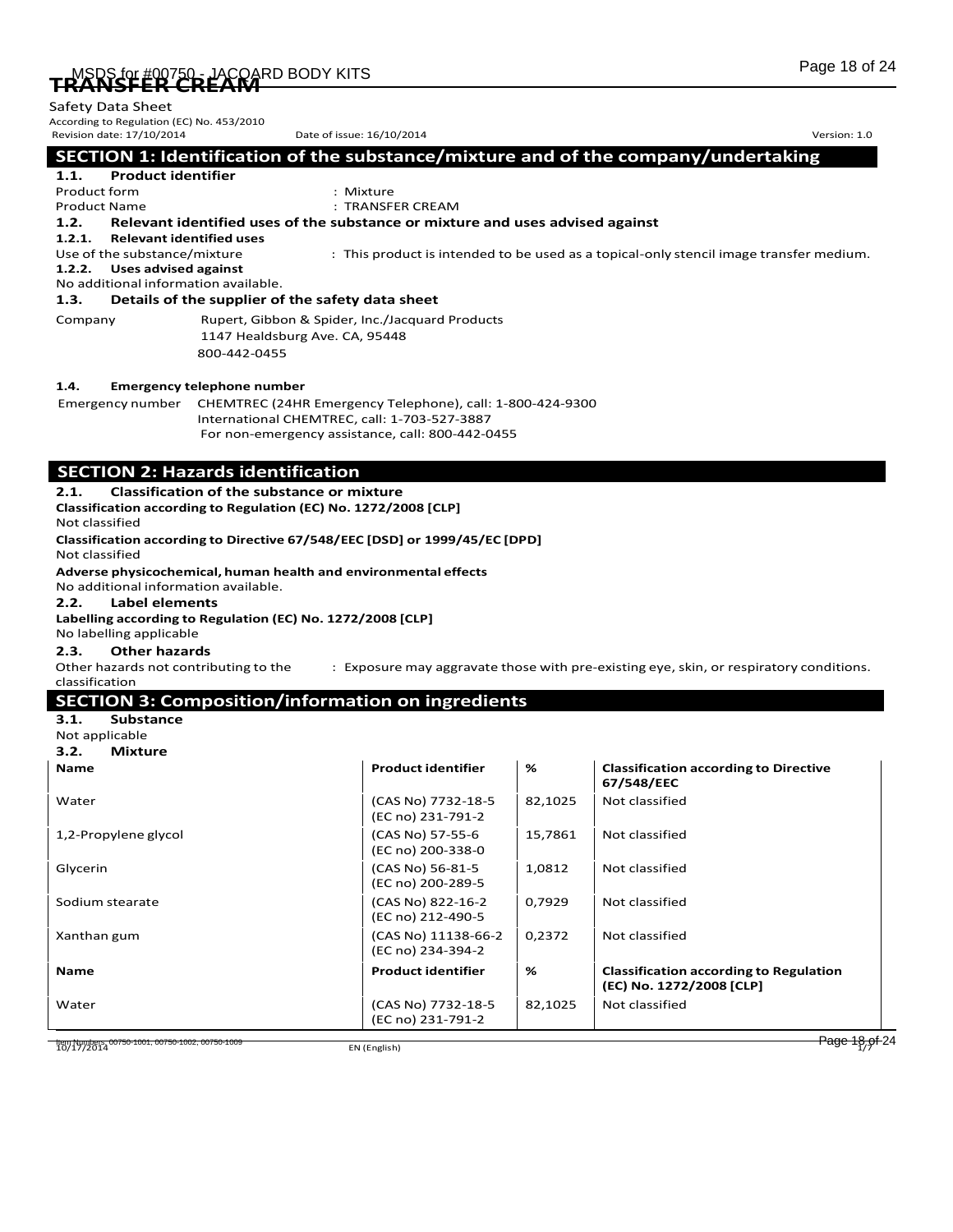# TRANSFER CREAM

Safety Data Sheet
According to Regulation (EC) No. 453/2010
Revision date: 17/10/2014 Date of issue: 16/10/2014 Version: 1.0

## SECTION 1: Identification of the substance/mixture and of the company/undertaking

### 1.1. Product identifier

Product form : Mixture
Product Name : TRANSFER CREAM

### 1.2. Relevant identified uses of the substance or mixture and uses advised against

#### 1.2.1. Relevant identified uses

Use of the substance/mixture : This product is intended to be used as a topical-only stencil image transfer medium.

#### 1.2.2. Uses advised against

No additional information available.

### 1.3. Details of the supplier of the safety data sheet

Company Rupert, Gibbon & Spider, Inc./Jacquard Products
1147 Healdsburg Ave. CA, 95448
800-442-0455

### 1.4. Emergency telephone number

Emergency number CHEMTREC (24HR Emergency Telephone), call: 1-800-424-9300
International CHEMTREC, call: 1-703-527-3887
For non-emergency assistance, call: 800-442-0455

## SECTION 2: Hazards identification

### 2.1. Classification of the substance or mixture

**Classification according to Regulation (EC) No. 1272/2008 [CLP]**
Not classified

**Classification according to Directive 67/548/EEC [DSD] or 1999/45/EC [DPD]**
Not classified

**Adverse physicochemical, human health and environmental effects**
No additional information available.

### 2.2. Label elements

**Labelling according to Regulation (EC) No. 1272/2008 [CLP]**
No labelling applicable

### 2.3. Other hazards

Other hazards not contributing to the classification : Exposure may aggravate those with pre-existing eye, skin, or respiratory conditions.

## SECTION 3: Composition/information on ingredients

### 3.1. Substance

Not applicable

### 3.2. Mixture

| Name | Product identifier | % | Classification according to Directive 67/548/EEC |
|---|---|---|---|
| Water | (CAS No) 7732-18-5 (EC no) 231-791-2 | 82,1025 | Not classified |
| 1,2-Propylene glycol | (CAS No) 57-55-6 (EC no) 200-338-0 | 15,7861 | Not classified |
| Glycerin | (CAS No) 56-81-5 (EC no) 200-289-5 | 1,0812 | Not classified |
| Sodium stearate | (CAS No) 822-16-2 (EC no) 212-490-5 | 0,7929 | Not classified |
| Xanthan gum | (CAS No) 11138-66-2 (EC no) 234-394-2 | 0,2372 | Not classified |
| **Name** | **Product identifier** | **%** | **Classification according to Regulation (EC) No. 1272/2008 [CLP]** |
| Water | (CAS No) 7732-18-5 (EC no) 231-791-2 | 82,1025 | Not classified |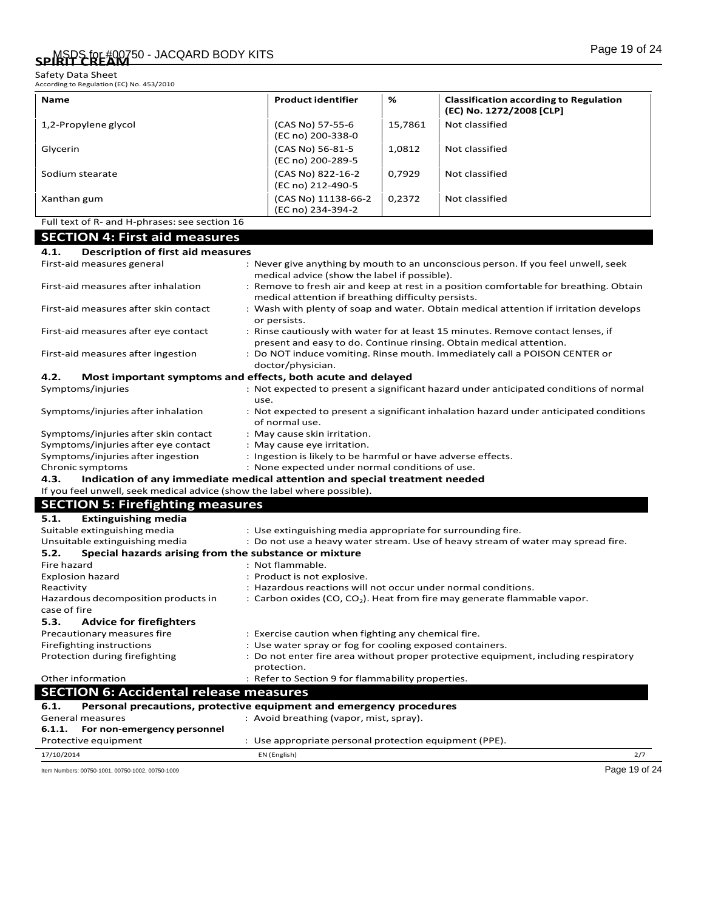| Name | Product identifier | % | Classification according to Regulation (EC) No. 1272/2008 [CLP] |
|---|---|---|---|
| 1,2-Propylene glycol | (CAS No) 57-55-6 (EC no) 200-338-0 | 15,7861 | Not classified |
| Glycerin | (CAS No) 56-81-5 (EC no) 200-289-5 | 1,0812 | Not classified |
| Sodium stearate | (CAS No) 822-16-2 (EC no) 212-490-5 | 0,7929 | Not classified |
| Xanthan gum | (CAS No) 11138-66-2 (EC no) 234-394-2 | 0,2372 | Not classified |

Full text of R- and H-phrases: see section 16

## SECTION 4: First aid measures

### 4.1. Description of first aid measures

First-aid measures general : Never give anything by mouth to an unconscious person. If you feel unwell, seek medical advice (show the label if possible).

First-aid measures after inhalation : Remove to fresh air and keep at rest in a position comfortable for breathing. Obtain medical attention if breathing difficulty persists.

First-aid measures after skin contact : Wash with plenty of soap and water. Obtain medical attention if irritation develops or persists.

First-aid measures after eye contact : Rinse cautiously with water for at least 15 minutes. Remove contact lenses, if present and easy to do. Continue rinsing. Obtain medical attention.

First-aid measures after ingestion : Do NOT induce vomiting. Rinse mouth. Immediately call a POISON CENTER or doctor/physician.

### 4.2. Most important symptoms and effects, both acute and delayed

Symptoms/injuries : Not expected to present a significant hazard under anticipated conditions of normal use.

Symptoms/injuries after inhalation : Not expected to present a significant inhalation hazard under anticipated conditions of normal use.

Symptoms/injuries after skin contact : May cause skin irritation.

Symptoms/injuries after eye contact : May cause eye irritation.

Symptoms/injuries after ingestion : Ingestion is likely to be harmful or have adverse effects.

Chronic symptoms : None expected under normal conditions of use.

### 4.3. Indication of any immediate medical attention and special treatment needed

If you feel unwell, seek medical advice (show the label where possible).

## SECTION 5: Firefighting measures

### 5.1. Extinguishing media

Suitable extinguishing media : Use extinguishing media appropriate for surrounding fire.

Unsuitable extinguishing media : Do not use a heavy water stream. Use of heavy stream of water may spread fire.

### 5.2. Special hazards arising from the substance or mixture

Fire hazard : Not flammable.

Explosion hazard : Product is not explosive.

Reactivity : Hazardous reactions will not occur under normal conditions.

Hazardous decomposition products in case of fire : Carbon oxides (CO, $CO_2$). Heat from fire may generate flammable vapor.

### 5.3. Advice for firefighters

Precautionary measures fire : Exercise caution when fighting any chemical fire.

Firefighting instructions : Use water spray or fog for cooling exposed containers.

Protection during firefighting : Do not enter fire area without proper protective equipment, including respiratory protection.

Other information : Refer to Section 9 for flammability properties.

## SECTION 6: Accidental release measures

### 6.1. Personal precautions, protective equipment and emergency procedures

General measures : Avoid breathing (vapor, mist, spray).

#### 6.1.1. For non-emergency personnel

Protective equipment : Use appropriate personal protection equipment (PPE).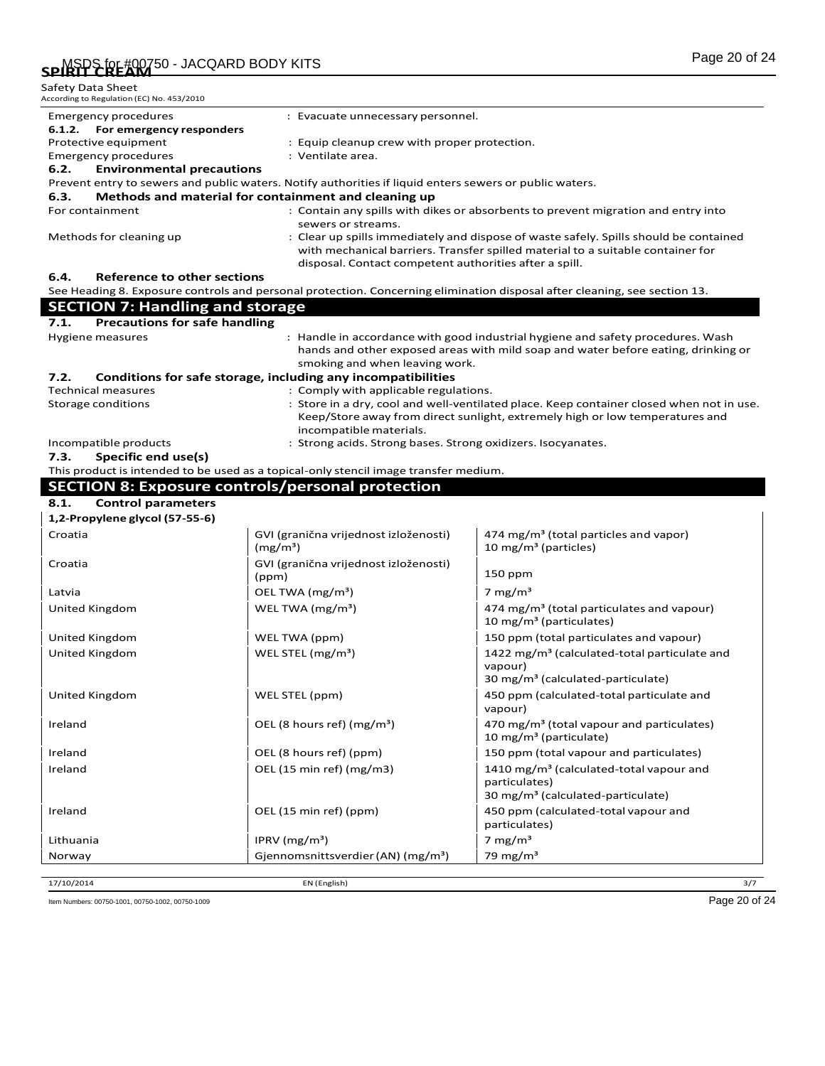Emergency procedures : Evacuate unnecessary personnel.

**6.1.2. For emergency responders**

Protective equipment : Equip cleanup crew with proper protection.

Emergency procedures : Ventilate area.

### 6.2. Environmental precautions

Prevent entry to sewers and public waters. Notify authorities if liquid enters sewers or public waters.

### 6.3. Methods and material for containment and cleaning up

For containment : Contain any spills with dikes or absorbents to prevent migration and entry into sewers or streams.

Methods for cleaning up : Clear up spills immediately and dispose of waste safely. Spills should be contained with mechanical barriers. Transfer spilled material to a suitable container for disposal. Contact competent authorities after a spill.

### 6.4. Reference to other sections

See Heading 8. Exposure controls and personal protection. Concerning elimination disposal after cleaning, see section 13.

## SECTION 7: Handling and storage

### 7.1. Precautions for safe handling

Hygiene measures : Handle in accordance with good industrial hygiene and safety procedures. Wash hands and other exposed areas with mild soap and water before eating, drinking or smoking and when leaving work.

### 7.2. Conditions for safe storage, including any incompatibilities

Technical measures : Comply with applicable regulations.

Storage conditions : Store in a dry, cool and well-ventilated place. Keep container closed when not in use. Keep/Store away from direct sunlight, extremely high or low temperatures and incompatible materials.

Incompatible products : Strong acids. Strong bases. Strong oxidizers. Isocyanates.

### 7.3. Specific end use(s)

This product is intended to be used as a topical-only stencil image transfer medium.

## SECTION 8: Exposure controls/personal protection

### 8.1. Control parameters

| 1,2-Propylene glycol (57-55-6) | | |
|---|---|---|
| Croatia | GVI (granična vrijednost izloženosti) (mg/m³) | 474 mg/m³ (total particles and vapor)<br>10 mg/m³ (particles) |
| Croatia | GVI (granična vrijednost izloženosti) (ppm) | 150 ppm |
| Latvia | OEL TWA (mg/m³) | 7 mg/m³ |
| United Kingdom | WEL TWA (mg/m³) | 474 mg/m³ (total particulates and vapour)<br>10 mg/m³ (particulates) |
| United Kingdom | WEL TWA (ppm) | 150 ppm (total particulates and vapour) |
| United Kingdom | WEL STEL (mg/m³) | 1422 mg/m³ (calculated-total particulate and vapour)<br>30 mg/m³ (calculated-particulate) |
| United Kingdom | WEL STEL (ppm) | 450 ppm (calculated-total particulate and vapour) |
| Ireland | OEL (8 hours ref) (mg/m³) | 470 mg/m³ (total vapour and particulates)<br>10 mg/m³ (particulate) |
| Ireland | OEL (8 hours ref) (ppm) | 150 ppm (total vapour and particulates) |
| Ireland | OEL (15 min ref) (mg/m3) | 1410 mg/m³ (calculated-total vapour and particulates)<br>30 mg/m³ (calculated-particulate) |
| Ireland | OEL (15 min ref) (ppm) | 450 ppm (calculated-total vapour and particulates) |
| Lithuania | IPRV (mg/m³) | 7 mg/m³ |
| Norway | Gjennomsnittsverdier (AN) (mg/m³) | 79 mg/m³ |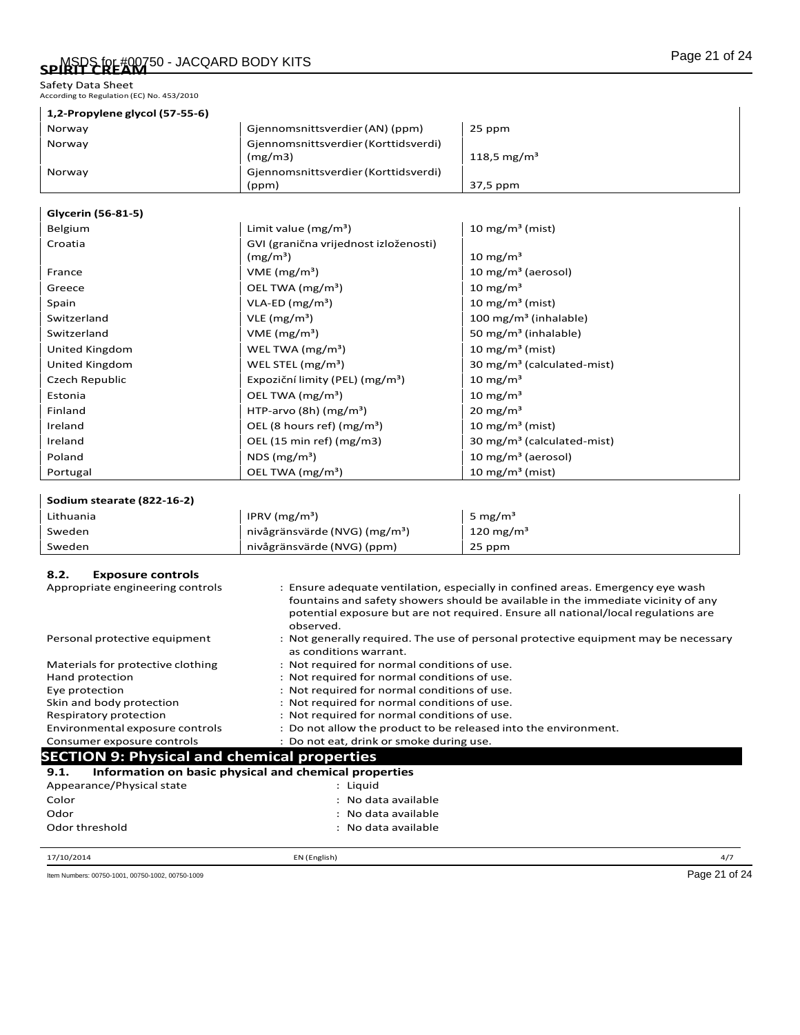**1,2-Propylene glycol (57-55-6)**

| | | |
|---|---|---|
| Norway | Gjennomsnittsverdier (AN) (ppm) | 25 ppm |
| Norway | Gjennomsnittsverdier (Korttidsverdi) (mg/m3) | 118,5 mg/m³ |
| Norway | Gjennomsnittsverdier (Korttidsverdi) (ppm) | 37,5 ppm |

**Glycerin (56-81-5)**

| | | |
|---|---|---|
| Belgium | Limit value (mg/m³) | 10 mg/m³ (mist) |
| Croatia | GVI (granična vrijednost izloženosti) (mg/m³) | 10 mg/m³ |
| France | VME (mg/m³) | 10 mg/m³ (aerosol) |
| Greece | OEL TWA (mg/m³) | 10 mg/m³ |
| Spain | VLA-ED (mg/m³) | 10 mg/m³ (mist) |
| Switzerland | VLE (mg/m³) | 100 mg/m³ (inhalable) |
| Switzerland | VME (mg/m³) | 50 mg/m³ (inhalable) |
| United Kingdom | WEL TWA (mg/m³) | 10 mg/m³ (mist) |
| United Kingdom | WEL STEL (mg/m³) | 30 mg/m³ (calculated-mist) |
| Czech Republic | Expoziční limity (PEL) (mg/m³) | 10 mg/m³ |
| Estonia | OEL TWA (mg/m³) | 10 mg/m³ |
| Finland | HTP-arvo (8h) (mg/m³) | 20 mg/m³ |
| Ireland | OEL (8 hours ref) (mg/m³) | 10 mg/m³ (mist) |
| Ireland | OEL (15 min ref) (mg/m3) | 30 mg/m³ (calculated-mist) |
| Poland | NDS (mg/m³) | 10 mg/m³ (aerosol) |
| Portugal | OEL TWA (mg/m³) | 10 mg/m³ (mist) |

**Sodium stearate (822-16-2)**

| | | |
|---|---|---|
| Lithuania | IPRV (mg/m³) | 5 mg/m³ |
| Sweden | nivågränsvärde (NVG) (mg/m³) | 120 mg/m³ |
| Sweden | nivågränsvärde (NVG) (ppm) | 25 ppm |

### 8.2. Exposure controls

Appropriate engineering controls : Ensure adequate ventilation, especially in confined areas. Emergency eye wash fountains and safety showers should be available in the immediate vicinity of any potential exposure but are not required. Ensure all national/local regulations are observed.

Personal protective equipment : Not generally required. The use of personal protective equipment may be necessary as conditions warrant.

Materials for protective clothing : Not required for normal conditions of use.

Hand protection : Not required for normal conditions of use.

Eye protection : Not required for normal conditions of use.

Skin and body protection : Not required for normal conditions of use.

Respiratory protection : Not required for normal conditions of use.

Environmental exposure controls : Do not allow the product to be released into the environment.

Consumer exposure controls : Do not eat, drink or smoke during use.

## SECTION 9: Physical and chemical properties

### 9.1. Information on basic physical and chemical properties

Appearance/Physical state : Liquid

Color : No data available

Odor : No data available

Odor threshold : No data available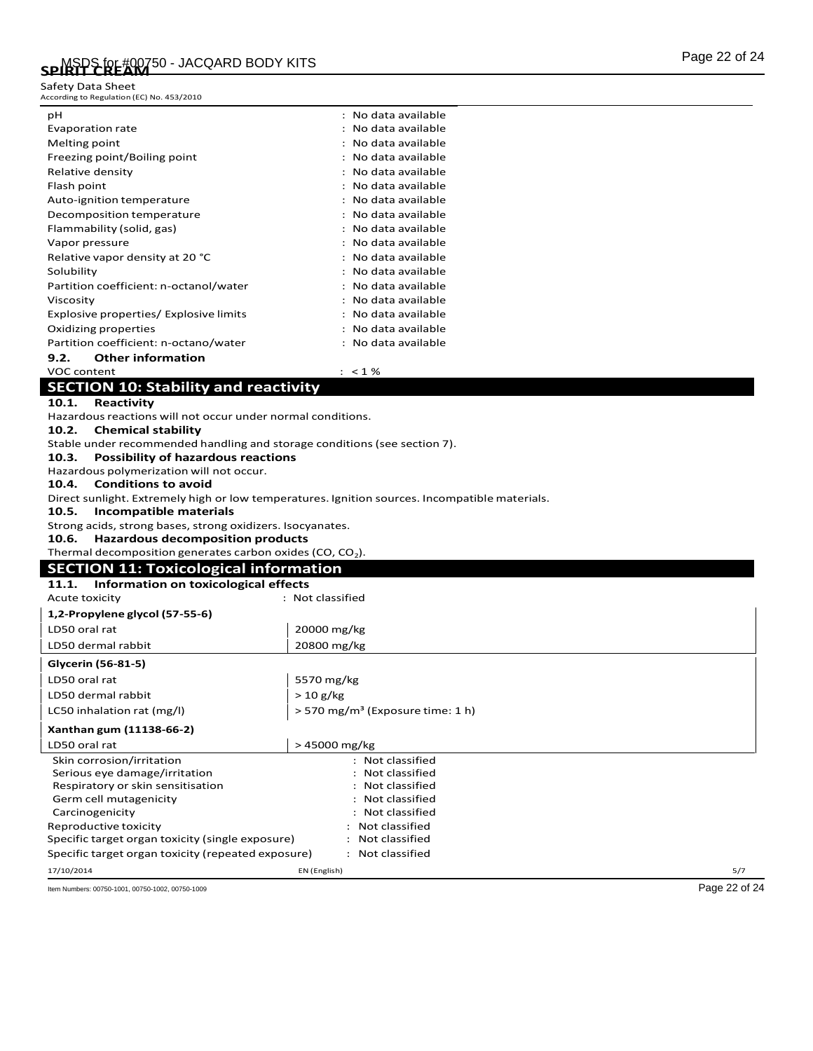| | |
|---|---|
| pH | : No data available |
| Evaporation rate | : No data available |
| Melting point | : No data available |
| Freezing point/Boiling point | : No data available |
| Relative density | : No data available |
| Flash point | : No data available |
| Auto-ignition temperature | : No data available |
| Decomposition temperature | : No data available |
| Flammability (solid, gas) | : No data available |
| Vapor pressure | : No data available |
| Relative vapor density at 20 °C | : No data available |
| Solubility | : No data available |
| Partition coefficient: n-octanol/water | : No data available |
| Viscosity | : No data available |
| Explosive properties/ Explosive limits | : No data available |
| Oxidizing properties | : No data available |
| Partition coefficient: n-octano/water | : No data available |

### 9.2. Other information

| | |
|---|---|
| VOC content | : < 1 % |

## SECTION 10: Stability and reactivity

### 10.1. Reactivity

Hazardous reactions will not occur under normal conditions.

### 10.2. Chemical stability

Stable under recommended handling and storage conditions (see section 7).

### 10.3. Possibility of hazardous reactions

Hazardous polymerization will not occur.

### 10.4. Conditions to avoid

Direct sunlight. Extremely high or low temperatures. Ignition sources. Incompatible materials.

### 10.5. Incompatible materials

Strong acids, strong bases, strong oxidizers. Isocyanates.

### 10.6. Hazardous decomposition products

Thermal decomposition generates carbon oxides (CO, $CO_2$).

## SECTION 11: Toxicological information

### 11.1. Information on toxicological effects

Acute toxicity : Not classified

| **1,2-Propylene glycol (57-55-6)** | |
|---|---|
| LD50 oral rat | 20000 mg/kg |
| LD50 dermal rabbit | 20800 mg/kg |
| **Glycerin (56-81-5)** | |
| LD50 oral rat | 5570 mg/kg |
| LD50 dermal rabbit | > 10 g/kg |
| LC50 inhalation rat (mg/l) | > 570 mg/m³ (Exposure time: 1 h) |
| **Xanthan gum (11138-66-2)** | |
| LD50 oral rat | > 45000 mg/kg |

| | |
|---|---|
| Skin corrosion/irritation | : Not classified |
| Serious eye damage/irritation | : Not classified |
| Respiratory or skin sensitisation | : Not classified |
| Germ cell mutagenicity | : Not classified |
| Carcinogenicity | : Not classified |
| Reproductive toxicity | : Not classified |
| Specific target organ toxicity (single exposure) | : Not classified |
| Specific target organ toxicity (repeated exposure) | : Not classified |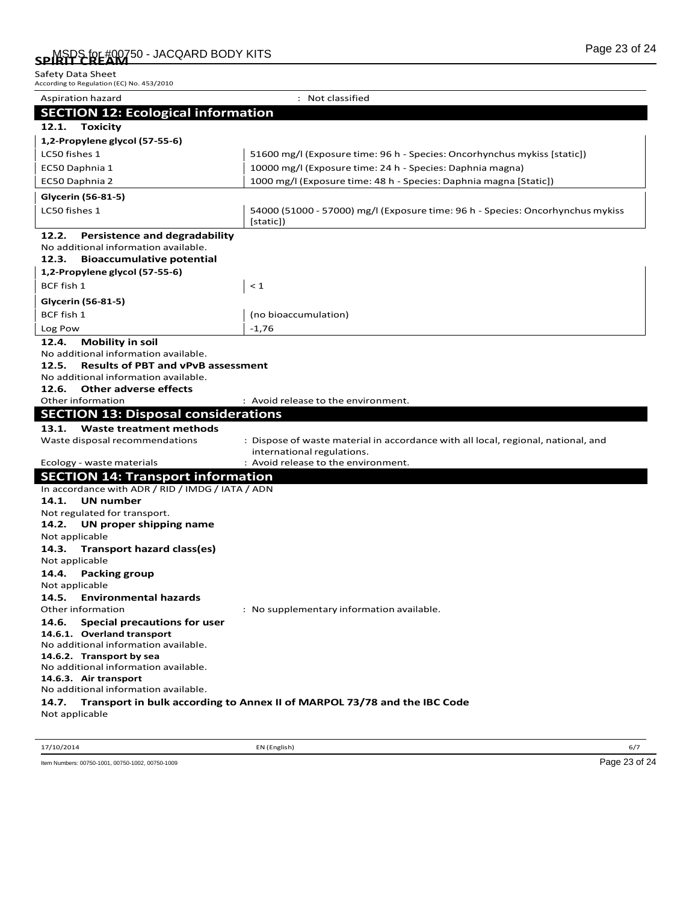Aspiration hazard : Not classified

## SECTION 12: Ecological information

### 12.1. Toxicity

| 1,2-Propylene glycol (57-55-6) | |
|---|---|
| LC50 fishes 1 | 51600 mg/l (Exposure time: 96 h - Species: Oncorhynchus mykiss [static]) |
| EC50 Daphnia 1 | 10000 mg/l (Exposure time: 24 h - Species: Daphnia magna) |
| EC50 Daphnia 2 | 1000 mg/l (Exposure time: 48 h - Species: Daphnia magna [Static]) |

| Glycerin (56-81-5) | |
|---|---|
| LC50 fishes 1 | 54000 (51000 - 57000) mg/l (Exposure time: 96 h - Species: Oncorhynchus mykiss [static]) |

### 12.2. Persistence and degradability

No additional information available.

### 12.3. Bioaccumulative potential

| 1,2-Propylene glycol (57-55-6) | |
|---|---|
| BCF fish 1 | < 1 |

| Glycerin (56-81-5) | |
|---|---|
| BCF fish 1 | (no bioaccumulation) |
| Log Pow | -1,76 |

### 12.4. Mobility in soil

No additional information available.

### 12.5. Results of PBT and vPvB assessment

No additional information available.

### 12.6. Other adverse effects

Other information : Avoid release to the environment.

## SECTION 13: Disposal considerations

### 13.1. Waste treatment methods

Waste disposal recommendations : Dispose of waste material in accordance with all local, regional, national, and international regulations.

Ecology - waste materials : Avoid release to the environment.

## SECTION 14: Transport information

In accordance with ADR / RID / IMDG / IATA / ADN

### 14.1. UN number

Not regulated for transport.

### 14.2. UN proper shipping name

Not applicable

### 14.3. Transport hazard class(es)

Not applicable

### 14.4. Packing group

Not applicable

### 14.5. Environmental hazards

Other information : No supplementary information available.

### 14.6. Special precautions for user

**14.6.1. Overland transport**

No additional information available.

**14.6.2. Transport by sea**

No additional information available.

**14.6.3. Air transport**

No additional information available.

### 14.7. Transport in bulk according to Annex II of MARPOL 73/78 and the IBC Code

Not applicable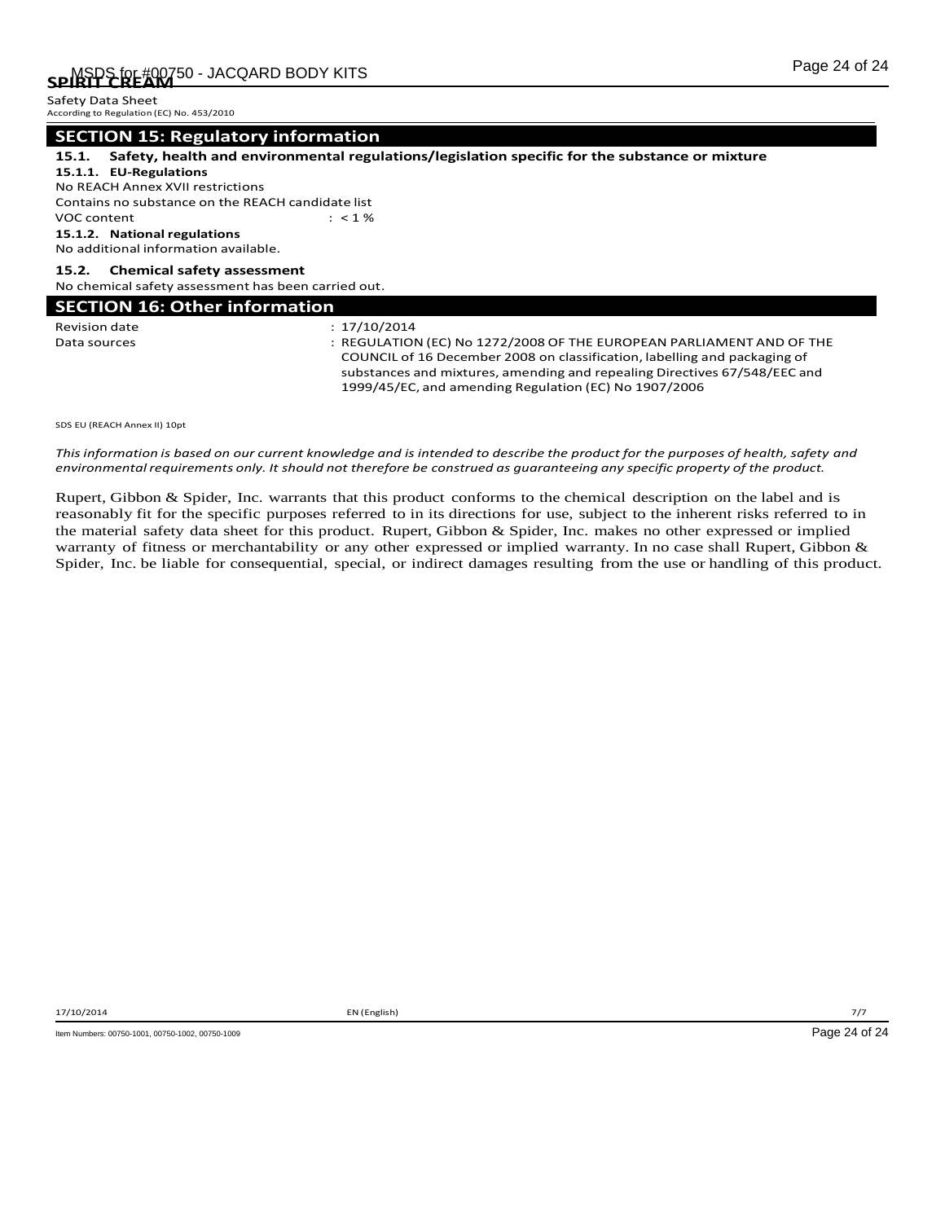## SECTION 15: Regulatory information

### 15.1. Safety, health and environmental regulations/legislation specific for the substance or mixture

#### 15.1.1. EU-Regulations

No REACH Annex XVII restrictions

Contains no substance on the REACH candidate list

VOC content : < 1 %

#### 15.1.2. National regulations

No additional information available.

### 15.2. Chemical safety assessment

No chemical safety assessment has been carried out.

## SECTION 16: Other information

Revision date : 17/10/2014

Data sources : REGULATION (EC) No 1272/2008 OF THE EUROPEAN PARLIAMENT AND OF THE COUNCIL of 16 December 2008 on classification, labelling and packaging of substances and mixtures, amending and repealing Directives 67/548/EEC and 1999/45/EC, and amending Regulation (EC) No 1907/2006

SDS EU (REACH Annex II) 10pt

*This information is based on our current knowledge and is intended to describe the product for the purposes of health, safety and environmental requirements only. It should not therefore be construed as guaranteeing any specific property of the product.*

Rupert, Gibbon & Spider, Inc. warrants that this product conforms to the chemical description on the label and is reasonably fit for the specific purposes referred to in its directions for use, subject to the inherent risks referred to in the material safety data sheet for this product. Rupert, Gibbon & Spider, Inc. makes no other expressed or implied warranty of fitness or merchantability or any other expressed or implied warranty. In no case shall Rupert, Gibbon & Spider, Inc. be liable for consequential, special, or indirect damages resulting from the use or handling of this product.